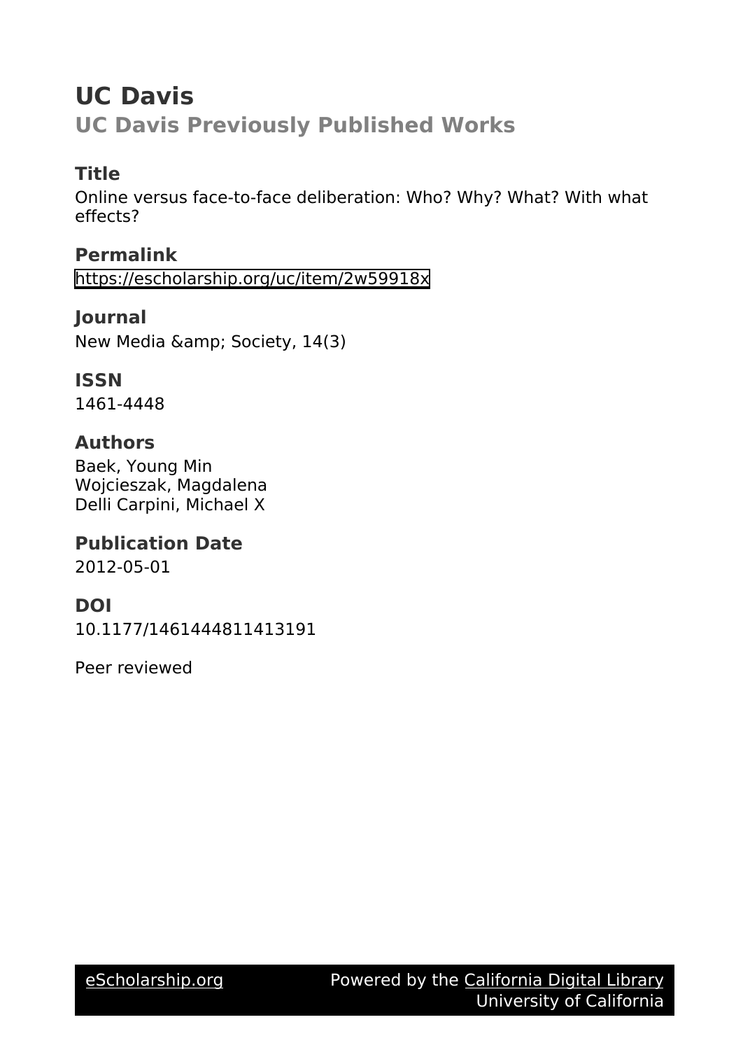# UC Davis

## UC Davis Previously Published Works

### Title

Online versus face-to-face deliberation: Who? Why? What? With what effects?

### Permalink

https://escholarship.org/uc/item/2w59918x

### Journal

New Media &amp; Society, 14(3)

### ISSN

1461-4448

### Authors

Baek, Young Min
Wojcieszak, Magdalena
Delli Carpini, Michael X

### Publication Date

2012-05-01

### DOI

10.1177/1461444811413191

Peer reviewed

eScholarship.org Powered by the California Digital Library University of California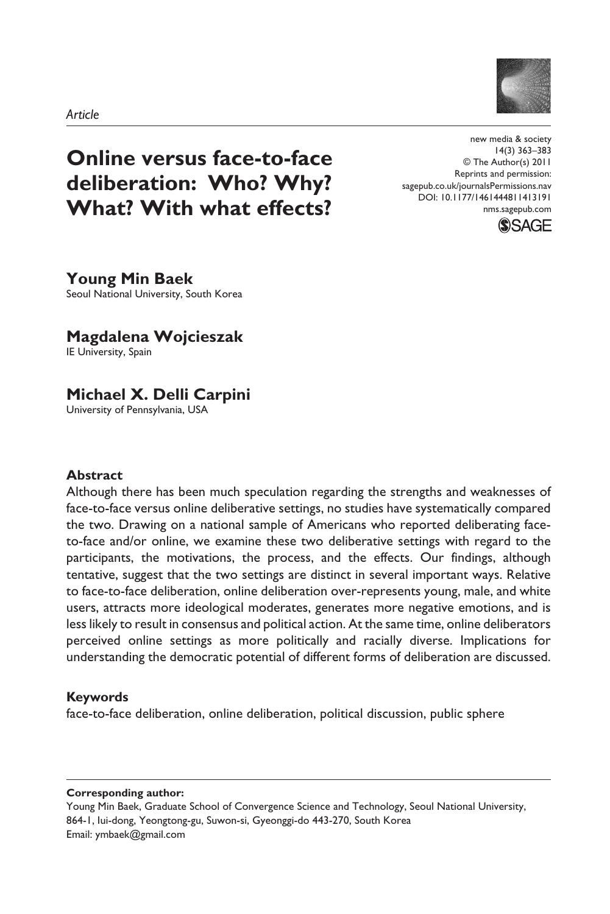*Article*

# Online versus face-to-face deliberation: Who? Why? What? With what effects?

new media & society
14(3) 363–383
© The Author(s) 2011
Reprints and permission:
sagepub.co.uk/journalsPermissions.nav
DOI: 10.1177/1461444811413191
nms.sagepub.com

**Young Min Baek**
Seoul National University, South Korea

**Magdalena Wojcieszak**
IE University, Spain

**Michael X. Delli Carpini**
University of Pennsylvania, USA

### Abstract

Although there has been much speculation regarding the strengths and weaknesses of face-to-face versus online deliberative settings, no studies have systematically compared the two. Drawing on a national sample of Americans who reported deliberating face-to-face and/or online, we examine these two deliberative settings with regard to the participants, the motivations, the process, and the effects. Our findings, although tentative, suggest that the two settings are distinct in several important ways. Relative to face-to-face deliberation, online deliberation over-represents young, male, and white users, attracts more ideological moderates, generates more negative emotions, and is less likely to result in consensus and political action. At the same time, online deliberators perceived online settings as more politically and racially diverse. Implications for understanding the democratic potential of different forms of deliberation are discussed.

### Keywords

face-to-face deliberation, online deliberation, political discussion, public sphere

**Corresponding author:**
Young Min Baek, Graduate School of Convergence Science and Technology, Seoul National University, 864-1, Iui-dong, Yeongtong-gu, Suwon-si, Gyeonggi-do 443-270, South Korea
Email: ymbaek@gmail.com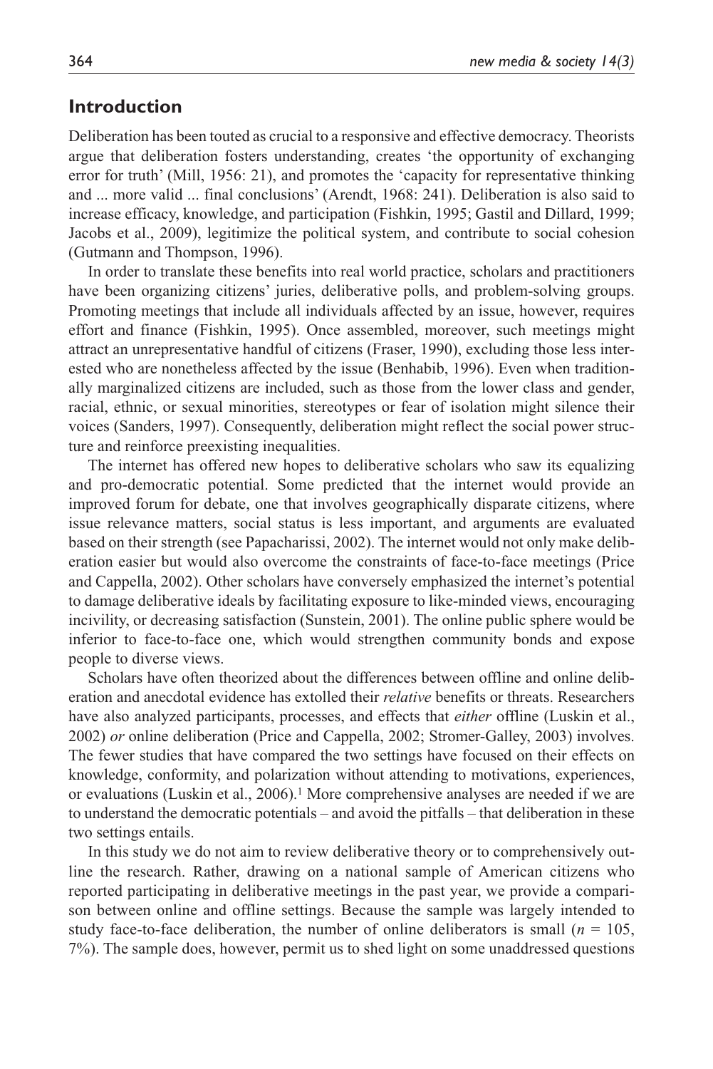## Introduction

Deliberation has been touted as crucial to a responsive and effective democracy. Theorists argue that deliberation fosters understanding, creates 'the opportunity of exchanging error for truth' (Mill, 1956: 21), and promotes the 'capacity for representative thinking and ... more valid ... final conclusions' (Arendt, 1968: 241). Deliberation is also said to increase efficacy, knowledge, and participation (Fishkin, 1995; Gastil and Dillard, 1999; Jacobs et al., 2009), legitimize the political system, and contribute to social cohesion (Gutmann and Thompson, 1996).

In order to translate these benefits into real world practice, scholars and practitioners have been organizing citizens' juries, deliberative polls, and problem-solving groups. Promoting meetings that include all individuals affected by an issue, however, requires effort and finance (Fishkin, 1995). Once assembled, moreover, such meetings might attract an unrepresentative handful of citizens (Fraser, 1990), excluding those less interested who are nonetheless affected by the issue (Benhabib, 1996). Even when traditionally marginalized citizens are included, such as those from the lower class and gender, racial, ethnic, or sexual minorities, stereotypes or fear of isolation might silence their voices (Sanders, 1997). Consequently, deliberation might reflect the social power structure and reinforce preexisting inequalities.

The internet has offered new hopes to deliberative scholars who saw its equalizing and pro-democratic potential. Some predicted that the internet would provide an improved forum for debate, one that involves geographically disparate citizens, where issue relevance matters, social status is less important, and arguments are evaluated based on their strength (see Papacharissi, 2002). The internet would not only make deliberation easier but would also overcome the constraints of face-to-face meetings (Price and Cappella, 2002). Other scholars have conversely emphasized the internet's potential to damage deliberative ideals by facilitating exposure to like-minded views, encouraging incivility, or decreasing satisfaction (Sunstein, 2001). The online public sphere would be inferior to face-to-face one, which would strengthen community bonds and expose people to diverse views.

Scholars have often theorized about the differences between offline and online deliberation and anecdotal evidence has extolled their *relative* benefits or threats. Researchers have also analyzed participants, processes, and effects that *either* offline (Luskin et al., 2002) *or* online deliberation (Price and Cappella, 2002; Stromer-Galley, 2003) involves. The fewer studies that have compared the two settings have focused on their effects on knowledge, conformity, and polarization without attending to motivations, experiences, or evaluations (Luskin et al., 2006).[1] More comprehensive analyses are needed if we are to understand the democratic potentials – and avoid the pitfalls – that deliberation in these two settings entails.

In this study we do not aim to review deliberative theory or to comprehensively outline the research. Rather, drawing on a national sample of American citizens who reported participating in deliberative meetings in the past year, we provide a comparison between online and offline settings. Because the sample was largely intended to study face-to-face deliberation, the number of online deliberators is small ($n$ = 105, 7%). The sample does, however, permit us to shed light on some unaddressed questions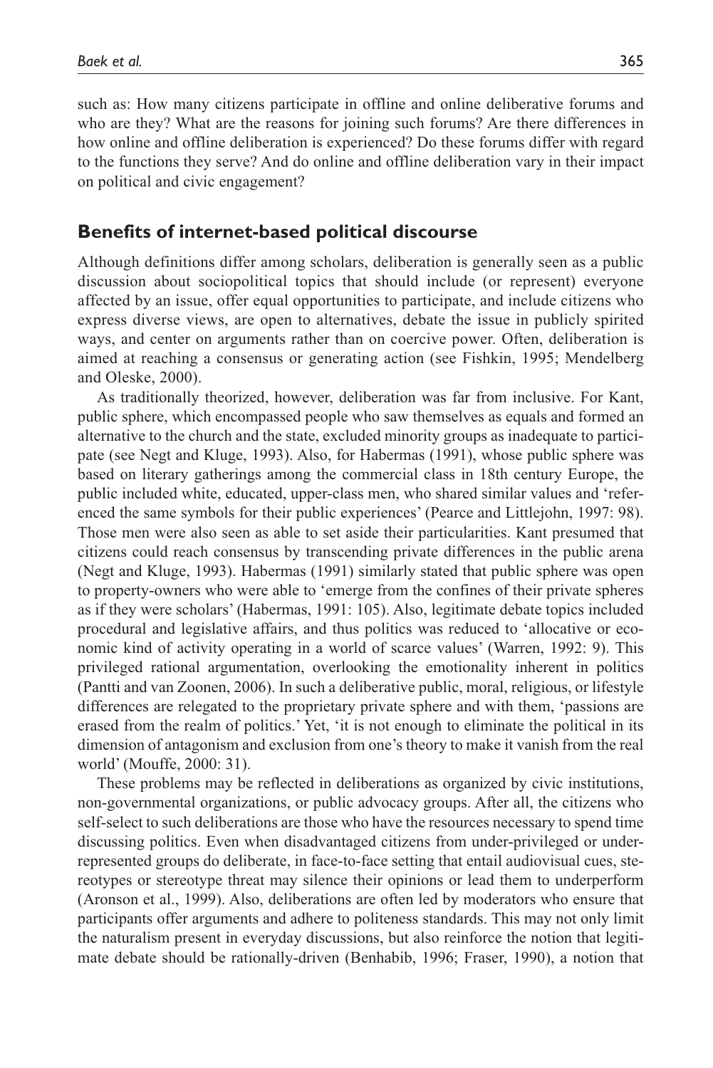such as: How many citizens participate in offline and online deliberative forums and who are they? What are the reasons for joining such forums? Are there differences in how online and offline deliberation is experienced? Do these forums differ with regard to the functions they serve? And do online and offline deliberation vary in their impact on political and civic engagement?

## Benefits of internet-based political discourse

Although definitions differ among scholars, deliberation is generally seen as a public discussion about sociopolitical topics that should include (or represent) everyone affected by an issue, offer equal opportunities to participate, and include citizens who express diverse views, are open to alternatives, debate the issue in publicly spirited ways, and center on arguments rather than on coercive power. Often, deliberation is aimed at reaching a consensus or generating action (see Fishkin, 1995; Mendelberg and Oleske, 2000).

As traditionally theorized, however, deliberation was far from inclusive. For Kant, public sphere, which encompassed people who saw themselves as equals and formed an alternative to the church and the state, excluded minority groups as inadequate to participate (see Negt and Kluge, 1993). Also, for Habermas (1991), whose public sphere was based on literary gatherings among the commercial class in 18th century Europe, the public included white, educated, upper-class men, who shared similar values and 'referenced the same symbols for their public experiences' (Pearce and Littlejohn, 1997: 98). Those men were also seen as able to set aside their particularities. Kant presumed that citizens could reach consensus by transcending private differences in the public arena (Negt and Kluge, 1993). Habermas (1991) similarly stated that public sphere was open to property-owners who were able to 'emerge from the confines of their private spheres as if they were scholars' (Habermas, 1991: 105). Also, legitimate debate topics included procedural and legislative affairs, and thus politics was reduced to 'allocative or economic kind of activity operating in a world of scarce values' (Warren, 1992: 9). This privileged rational argumentation, overlooking the emotionality inherent in politics (Pantti and van Zoonen, 2006). In such a deliberative public, moral, religious, or lifestyle differences are relegated to the proprietary private sphere and with them, 'passions are erased from the realm of politics.' Yet, 'it is not enough to eliminate the political in its dimension of antagonism and exclusion from one's theory to make it vanish from the real world' (Mouffe, 2000: 31).

These problems may be reflected in deliberations as organized by civic institutions, non-governmental organizations, or public advocacy groups. After all, the citizens who self-select to such deliberations are those who have the resources necessary to spend time discussing politics. Even when disadvantaged citizens from under-privileged or under-represented groups do deliberate, in face-to-face setting that entail audiovisual cues, stereotypes or stereotype threat may silence their opinions or lead them to underperform (Aronson et al., 1999). Also, deliberations are often led by moderators who ensure that participants offer arguments and adhere to politeness standards. This may not only limit the naturalism present in everyday discussions, but also reinforce the notion that legitimate debate should be rationally-driven (Benhabib, 1996; Fraser, 1990), a notion that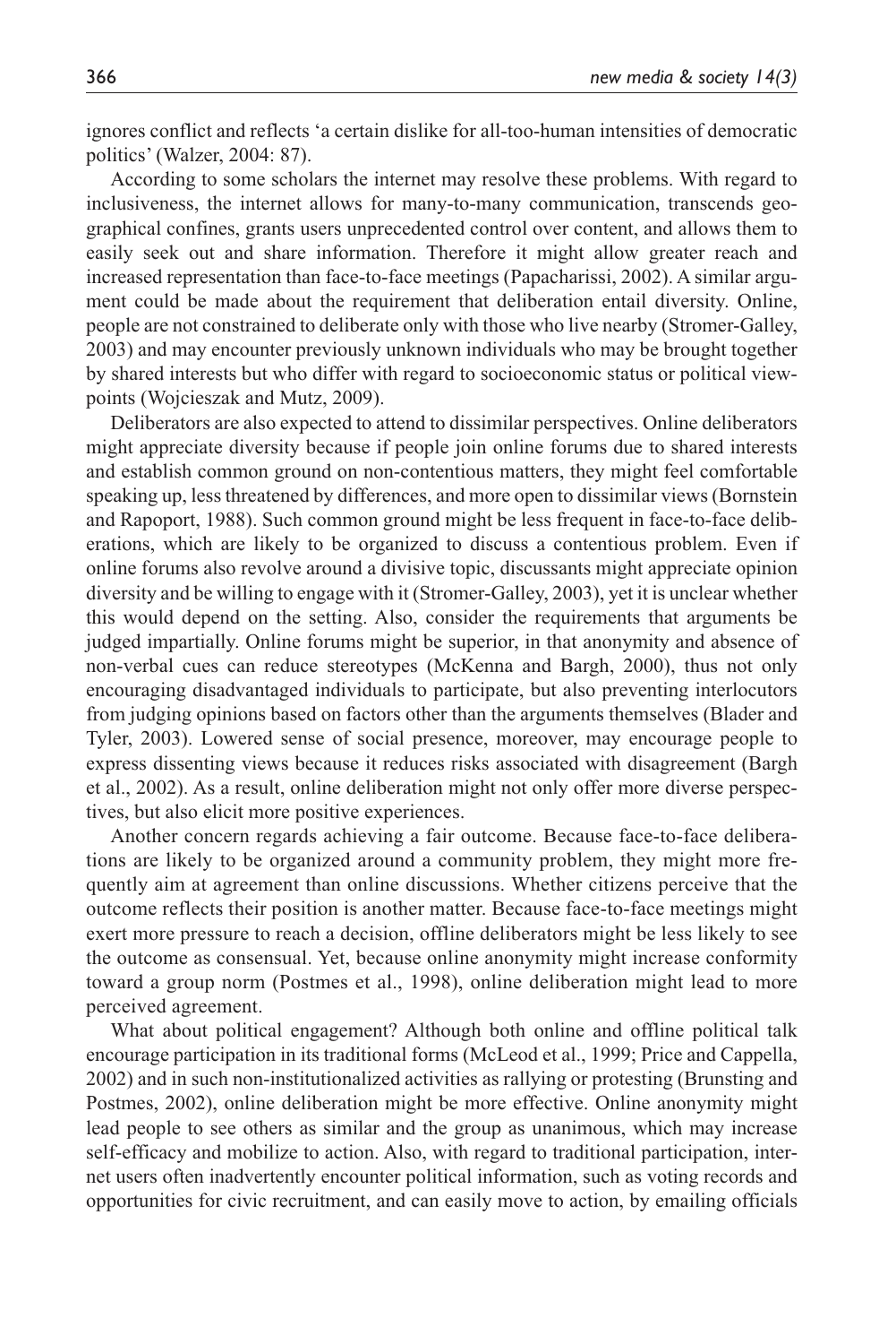ignores conflict and reflects 'a certain dislike for all-too-human intensities of democratic politics' (Walzer, 2004: 87).

According to some scholars the internet may resolve these problems. With regard to inclusiveness, the internet allows for many-to-many communication, transcends geographical confines, grants users unprecedented control over content, and allows them to easily seek out and share information. Therefore it might allow greater reach and increased representation than face-to-face meetings (Papacharissi, 2002). A similar argument could be made about the requirement that deliberation entail diversity. Online, people are not constrained to deliberate only with those who live nearby (Stromer-Galley, 2003) and may encounter previously unknown individuals who may be brought together by shared interests but who differ with regard to socioeconomic status or political viewpoints (Wojcieszak and Mutz, 2009).

Deliberators are also expected to attend to dissimilar perspectives. Online deliberators might appreciate diversity because if people join online forums due to shared interests and establish common ground on non-contentious matters, they might feel comfortable speaking up, less threatened by differences, and more open to dissimilar views (Bornstein and Rapoport, 1988). Such common ground might be less frequent in face-to-face deliberations, which are likely to be organized to discuss a contentious problem. Even if online forums also revolve around a divisive topic, discussants might appreciate opinion diversity and be willing to engage with it (Stromer-Galley, 2003), yet it is unclear whether this would depend on the setting. Also, consider the requirements that arguments be judged impartially. Online forums might be superior, in that anonymity and absence of non-verbal cues can reduce stereotypes (McKenna and Bargh, 2000), thus not only encouraging disadvantaged individuals to participate, but also preventing interlocutors from judging opinions based on factors other than the arguments themselves (Blader and Tyler, 2003). Lowered sense of social presence, moreover, may encourage people to express dissenting views because it reduces risks associated with disagreement (Bargh et al., 2002). As a result, online deliberation might not only offer more diverse perspectives, but also elicit more positive experiences.

Another concern regards achieving a fair outcome. Because face-to-face deliberations are likely to be organized around a community problem, they might more frequently aim at agreement than online discussions. Whether citizens perceive that the outcome reflects their position is another matter. Because face-to-face meetings might exert more pressure to reach a decision, offline deliberators might be less likely to see the outcome as consensual. Yet, because online anonymity might increase conformity toward a group norm (Postmes et al., 1998), online deliberation might lead to more perceived agreement.

What about political engagement? Although both online and offline political talk encourage participation in its traditional forms (McLeod et al., 1999; Price and Cappella, 2002) and in such non-institutionalized activities as rallying or protesting (Brunsting and Postmes, 2002), online deliberation might be more effective. Online anonymity might lead people to see others as similar and the group as unanimous, which may increase self-efficacy and mobilize to action. Also, with regard to traditional participation, internet users often inadvertently encounter political information, such as voting records and opportunities for civic recruitment, and can easily move to action, by emailing officials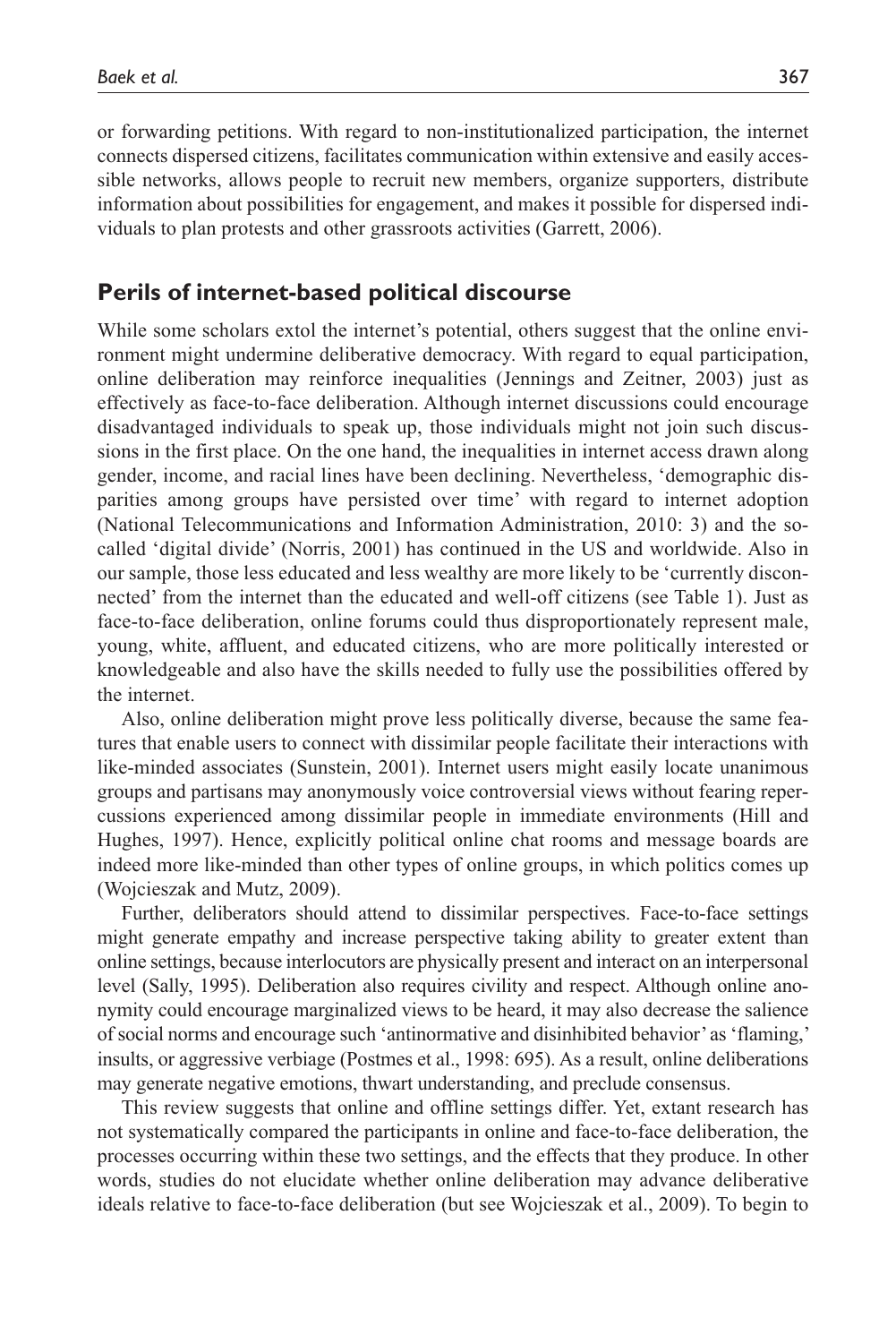or forwarding petitions. With regard to non-institutionalized participation, the internet connects dispersed citizens, facilitates communication within extensive and easily accessible networks, allows people to recruit new members, organize supporters, distribute information about possibilities for engagement, and makes it possible for dispersed individuals to plan protests and other grassroots activities (Garrett, 2006).

## Perils of internet-based political discourse

While some scholars extol the internet's potential, others suggest that the online environment might undermine deliberative democracy. With regard to equal participation, online deliberation may reinforce inequalities (Jennings and Zeitner, 2003) just as effectively as face-to-face deliberation. Although internet discussions could encourage disadvantaged individuals to speak up, those individuals might not join such discussions in the first place. On the one hand, the inequalities in internet access drawn along gender, income, and racial lines have been declining. Nevertheless, 'demographic disparities among groups have persisted over time' with regard to internet adoption (National Telecommunications and Information Administration, 2010: 3) and the so-called 'digital divide' (Norris, 2001) has continued in the US and worldwide. Also in our sample, those less educated and less wealthy are more likely to be 'currently disconnected' from the internet than the educated and well-off citizens (see Table 1). Just as face-to-face deliberation, online forums could thus disproportionately represent male, young, white, affluent, and educated citizens, who are more politically interested or knowledgeable and also have the skills needed to fully use the possibilities offered by the internet.

Also, online deliberation might prove less politically diverse, because the same features that enable users to connect with dissimilar people facilitate their interactions with like-minded associates (Sunstein, 2001). Internet users might easily locate unanimous groups and partisans may anonymously voice controversial views without fearing repercussions experienced among dissimilar people in immediate environments (Hill and Hughes, 1997). Hence, explicitly political online chat rooms and message boards are indeed more like-minded than other types of online groups, in which politics comes up (Wojcieszak and Mutz, 2009).

Further, deliberators should attend to dissimilar perspectives. Face-to-face settings might generate empathy and increase perspective taking ability to greater extent than online settings, because interlocutors are physically present and interact on an interpersonal level (Sally, 1995). Deliberation also requires civility and respect. Although online anonymity could encourage marginalized views to be heard, it may also decrease the salience of social norms and encourage such 'antinormative and disinhibited behavior' as 'flaming,' insults, or aggressive verbiage (Postmes et al., 1998: 695). As a result, online deliberations may generate negative emotions, thwart understanding, and preclude consensus.

This review suggests that online and offline settings differ. Yet, extant research has not systematically compared the participants in online and face-to-face deliberation, the processes occurring within these two settings, and the effects that they produce. In other words, studies do not elucidate whether online deliberation may advance deliberative ideals relative to face-to-face deliberation (but see Wojcieszak et al., 2009). To begin to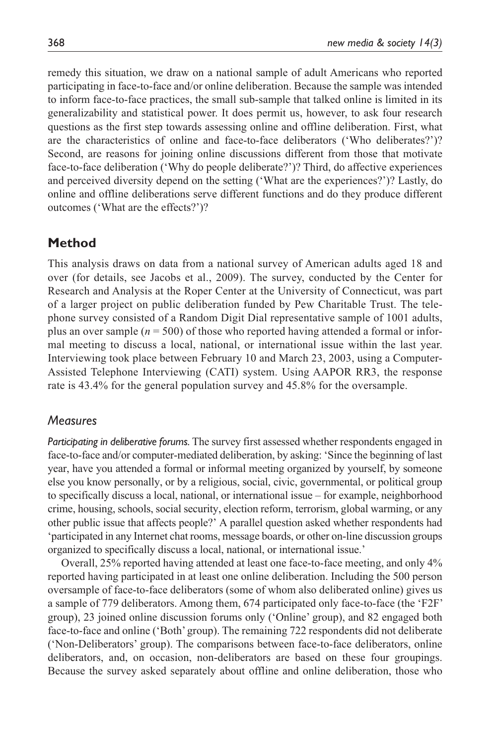remedy this situation, we draw on a national sample of adult Americans who reported participating in face-to-face and/or online deliberation. Because the sample was intended to inform face-to-face practices, the small sub-sample that talked online is limited in its generalizability and statistical power. It does permit us, however, to ask four research questions as the first step towards assessing online and offline deliberation. First, what are the characteristics of online and face-to-face deliberators ('Who deliberates?')? Second, are reasons for joining online discussions different from those that motivate face-to-face deliberation ('Why do people deliberate?')? Third, do affective experiences and perceived diversity depend on the setting ('What are the experiences?')? Lastly, do online and offline deliberations serve different functions and do they produce different outcomes ('What are the effects?')?

## Method

This analysis draws on data from a national survey of American adults aged 18 and over (for details, see Jacobs et al., 2009). The survey, conducted by the Center for Research and Analysis at the Roper Center at the University of Connecticut, was part of a larger project on public deliberation funded by Pew Charitable Trust. The telephone survey consisted of a Random Digit Dial representative sample of 1001 adults, plus an over sample ($n = 500$) of those who reported having attended a formal or informal meeting to discuss a local, national, or international issue within the last year. Interviewing took place between February 10 and March 23, 2003, using a Computer-Assisted Telephone Interviewing (CATI) system. Using AAPOR RR3, the response rate is 43.4% for the general population survey and 45.8% for the oversample.

### *Measures*

***Participating in deliberative forums.*** The survey first assessed whether respondents engaged in face-to-face and/or computer-mediated deliberation, by asking: 'Since the beginning of last year, have you attended a formal or informal meeting organized by yourself, by someone else you know personally, or by a religious, social, civic, governmental, or political group to specifically discuss a local, national, or international issue – for example, neighborhood crime, housing, schools, social security, election reform, terrorism, global warming, or any other public issue that affects people?' A parallel question asked whether respondents had 'participated in any Internet chat rooms, message boards, or other on-line discussion groups organized to specifically discuss a local, national, or international issue.'

Overall, 25% reported having attended at least one face-to-face meeting, and only 4% reported having participated in at least one online deliberation. Including the 500 person oversample of face-to-face deliberators (some of whom also deliberated online) gives us a sample of 779 deliberators. Among them, 674 participated only face-to-face (the 'F2F' group), 23 joined online discussion forums only ('Online' group), and 82 engaged both face-to-face and online ('Both' group). The remaining 722 respondents did not deliberate ('Non-Deliberators' group). The comparisons between face-to-face deliberators, online deliberators, and, on occasion, non-deliberators are based on these four groupings. Because the survey asked separately about offline and online deliberation, those who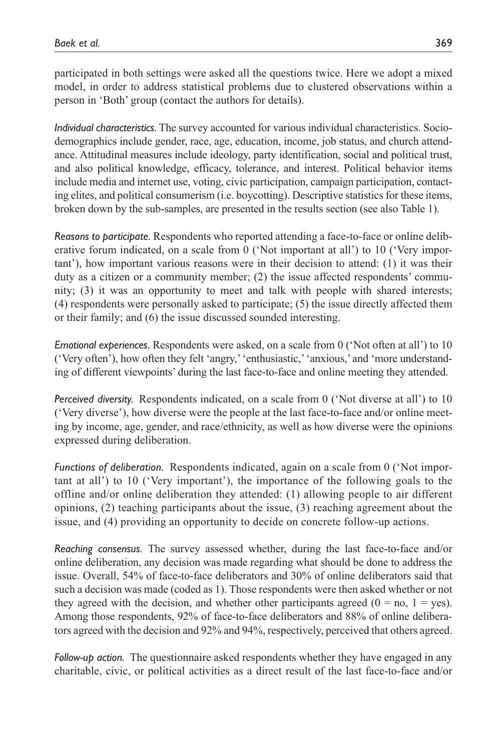participated in both settings were asked all the questions twice. Here we adopt a mixed model, in order to address statistical problems due to clustered observations within a person in 'Both' group (contact the authors for details).

*Individual characteristics.* The survey accounted for various individual characteristics. Sociodemographics include gender, race, age, education, income, job status, and church attendance. Attitudinal measures include ideology, party identification, social and political trust, and also political knowledge, efficacy, tolerance, and interest. Political behavior items include media and internet use, voting, civic participation, campaign participation, contacting elites, and political consumerism (i.e. boycotting). Descriptive statistics for these items, broken down by the sub-samples, are presented in the results section (see also Table 1).

*Reasons to participate.* Respondents who reported attending a face-to-face or online deliberative forum indicated, on a scale from 0 ('Not important at all') to 10 ('Very important'), how important various reasons were in their decision to attend: (1) it was their duty as a citizen or a community member; (2) the issue affected respondents' community; (3) it was an opportunity to meet and talk with people with shared interests; (4) respondents were personally asked to participate; (5) the issue directly affected them or their family; and (6) the issue discussed sounded interesting.

*Emotional experiences.* Respondents were asked, on a scale from 0 ('Not often at all') to 10 ('Very often'), how often they felt 'angry,' 'enthusiastic,' 'anxious,' and 'more understanding of different viewpoints' during the last face-to-face and online meeting they attended.

*Perceived diversity.* Respondents indicated, on a scale from 0 ('Not diverse at all') to 10 ('Very diverse'), how diverse were the people at the last face-to-face and/or online meeting by income, age, gender, and race/ethnicity, as well as how diverse were the opinions expressed during deliberation.

*Functions of deliberation.* Respondents indicated, again on a scale from 0 ('Not important at all') to 10 ('Very important'), the importance of the following goals to the offline and/or online deliberation they attended: (1) allowing people to air different opinions, (2) teaching participants about the issue, (3) reaching agreement about the issue, and (4) providing an opportunity to decide on concrete follow-up actions.

*Reaching consensus.* The survey assessed whether, during the last face-to-face and/or online deliberation, any decision was made regarding what should be done to address the issue. Overall, 54% of face-to-face deliberators and 30% of online deliberators said that such a decision was made (coded as 1). Those respondents were then asked whether or not they agreed with the decision, and whether other participants agreed ($0 = \text{no}$, $1 = \text{yes}$). Among those respondents, 92% of face-to-face deliberators and 88% of online deliberators agreed with the decision and 92% and 94%, respectively, perceived that others agreed.

*Follow-up action.* The questionnaire asked respondents whether they have engaged in any charitable, civic, or political activities as a direct result of the last face-to-face and/or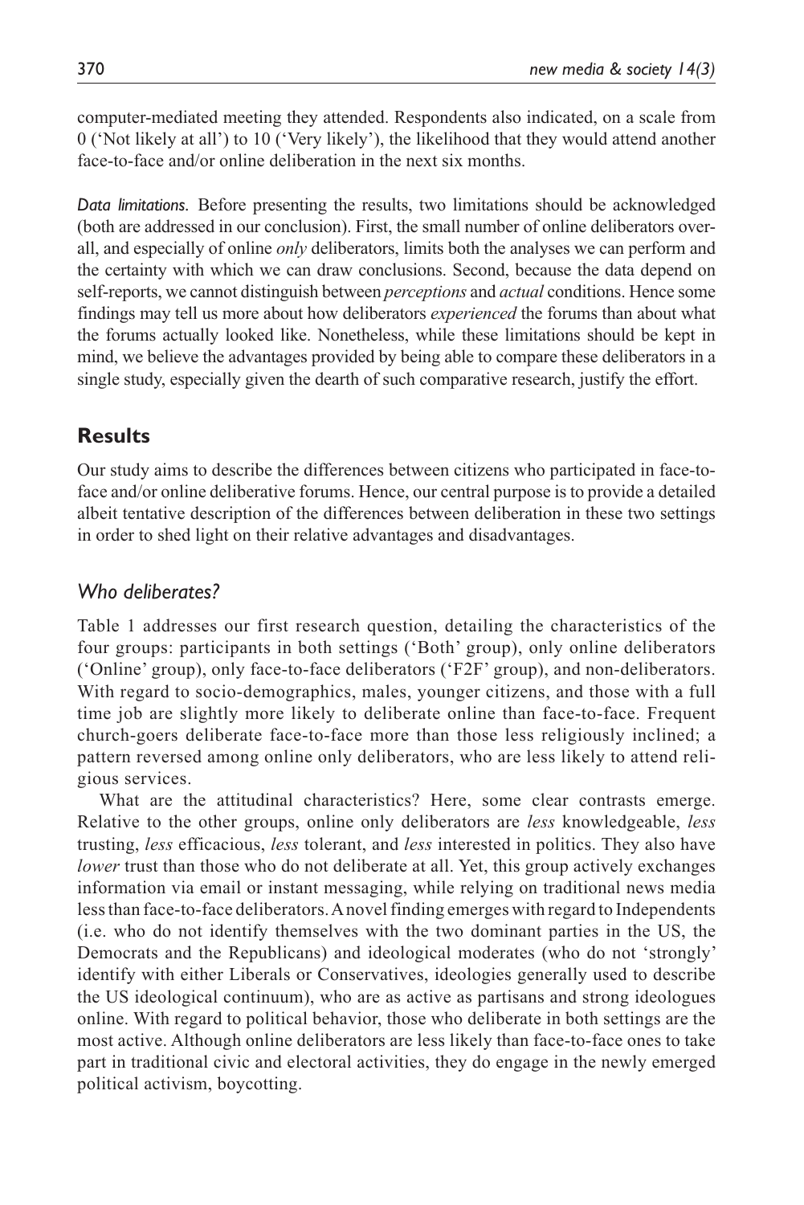computer-mediated meeting they attended. Respondents also indicated, on a scale from 0 ('Not likely at all') to 10 ('Very likely'), the likelihood that they would attend another face-to-face and/or online deliberation in the next six months.

*Data limitations.* Before presenting the results, two limitations should be acknowledged (both are addressed in our conclusion). First, the small number of online deliberators overall, and especially of online *only* deliberators, limits both the analyses we can perform and the certainty with which we can draw conclusions. Second, because the data depend on self-reports, we cannot distinguish between *perceptions* and *actual* conditions. Hence some findings may tell us more about how deliberators *experienced* the forums than about what the forums actually looked like. Nonetheless, while these limitations should be kept in mind, we believe the advantages provided by being able to compare these deliberators in a single study, especially given the dearth of such comparative research, justify the effort.

## Results

Our study aims to describe the differences between citizens who participated in face-to-face and/or online deliberative forums. Hence, our central purpose is to provide a detailed albeit tentative description of the differences between deliberation in these two settings in order to shed light on their relative advantages and disadvantages.

### *Who deliberates?*

Table 1 addresses our first research question, detailing the characteristics of the four groups: participants in both settings ('Both' group), only online deliberators ('Online' group), only face-to-face deliberators ('F2F' group), and non-deliberators. With regard to socio-demographics, males, younger citizens, and those with a full time job are slightly more likely to deliberate online than face-to-face. Frequent church-goers deliberate face-to-face more than those less religiously inclined; a pattern reversed among online only deliberators, who are less likely to attend religious services.

What are the attitudinal characteristics? Here, some clear contrasts emerge. Relative to the other groups, online only deliberators are *less* knowledgeable, *less* trusting, *less* efficacious, *less* tolerant, and *less* interested in politics. They also have *lower* trust than those who do not deliberate at all. Yet, this group actively exchanges information via email or instant messaging, while relying on traditional news media less than face-to-face deliberators. A novel finding emerges with regard to Independents (i.e. who do not identify themselves with the two dominant parties in the US, the Democrats and the Republicans) and ideological moderates (who do not 'strongly' identify with either Liberals or Conservatives, ideologies generally used to describe the US ideological continuum), who are as active as partisans and strong ideologues online. With regard to political behavior, those who deliberate in both settings are the most active. Although online deliberators are less likely than face-to-face ones to take part in traditional civic and electoral activities, they do engage in the newly emerged political activism, boycotting.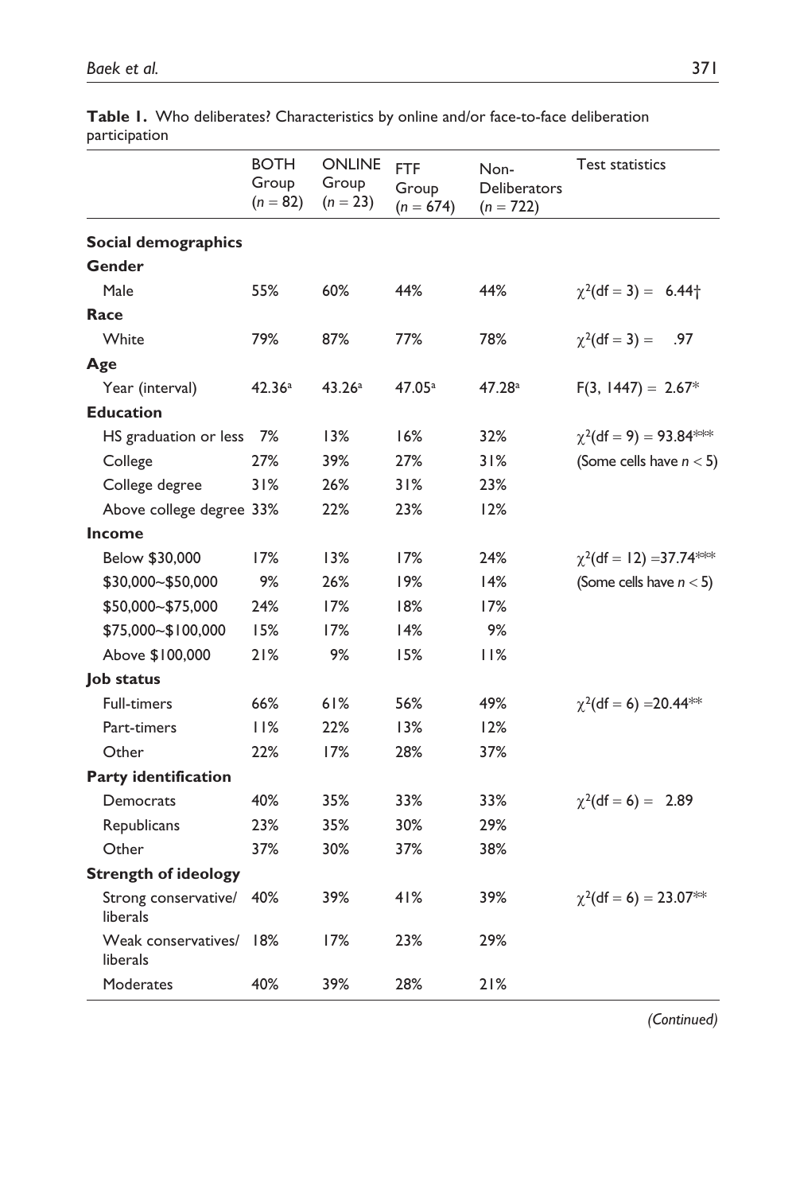**Table 1.** Who deliberates? Characteristics by online and/or face-to-face deliberation participation

| | BOTH Group ($n = 82$) | ONLINE Group ($n = 23$) | FTF Group ($n = 674$) | Non-Deliberators ($n = 722$) | Test statistics |
|---|---|---|---|---|---|
| **Social demographics** | | | | | |
| **Gender** | | | | | |
| Male | 55% | 60% | 44% | 44% | $\chi^2(\text{df} = 3) = 6.44$† |
| **Race** | | | | | |
| White | 79% | 87% | 77% | 78% | $\chi^2(\text{df} = 3) = .97$ |
| **Age** | | | | | |
| Year (interval) | 42.36[a] | 43.26[a] | 47.05[a] | 47.28[a] | $F(3, 1447) = 2.67$* |
| **Education** | | | | | |
| HS graduation or less | 7% | 13% | 16% | 32% | $\chi^2(\text{df} = 9) = 93.84$*** |
| College | 27% | 39% | 27% | 31% | (Some cells have $n < 5$) |
| College degree | 31% | 26% | 31% | 23% | |
| Above college degree | 33% | 22% | 23% | 12% | |
| **Income** | | | | | |
| Below $30,000 | 17% | 13% | 17% | 24% | $\chi^2(\text{df} = 12) = 37.74$*** |
| $30,000~$50,000 | 9% | 26% | 19% | 14% | (Some cells have $n < 5$) |
| $50,000~$75,000 | 24% | 17% | 18% | 17% | |
| $75,000~$100,000 | 15% | 17% | 14% | 9% | |
| Above $100,000 | 21% | 9% | 15% | 11% | |
| **Job status** | | | | | |
| Full-timers | 66% | 61% | 56% | 49% | $\chi^2(\text{df} = 6) = 20.44$** |
| Part-timers | 11% | 22% | 13% | 12% | |
| Other | 22% | 17% | 28% | 37% | |
| **Party identification** | | | | | |
| Democrats | 40% | 35% | 33% | 33% | $\chi^2(\text{df} = 6) = 2.89$ |
| Republicans | 23% | 35% | 30% | 29% | |
| Other | 37% | 30% | 37% | 38% | |
| **Strength of ideology** | | | | | |
| Strong conservative/liberals | 40% | 39% | 41% | 39% | $\chi^2(\text{df} = 6) = 23.07$** |
| Weak conservatives/liberals | 18% | 17% | 23% | 29% | |
| Moderates | 40% | 39% | 28% | 21% | |

*(Continued)*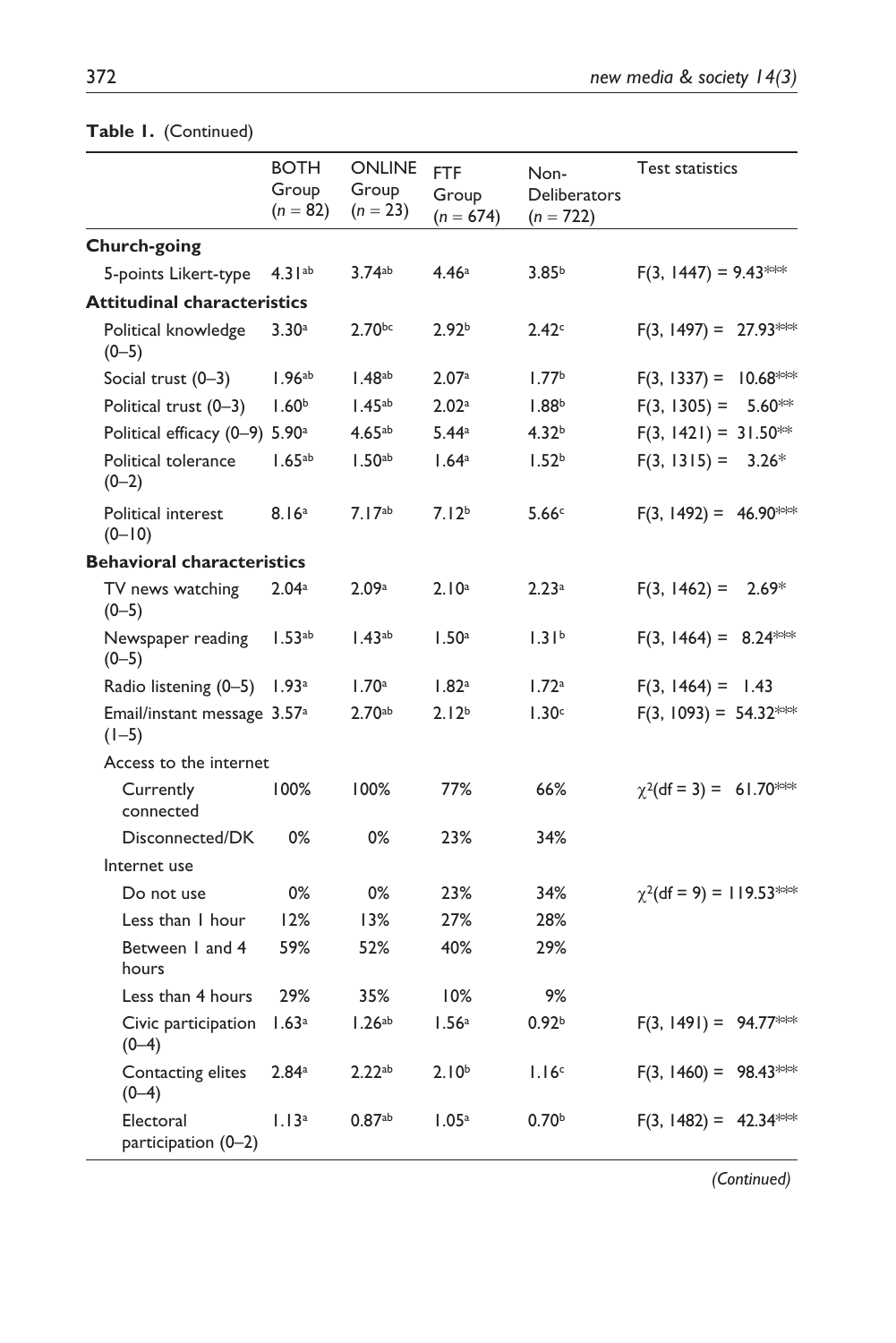**Table 1.** (Continued)

| | BOTH Group ($n$ = 82) | ONLINE Group ($n$ = 23) | FTF Group ($n$ = 674) | Non-Deliberators ($n$ = 722) | Test statistics |
|---|---|---|---|---|---|
| **Church-going** | | | | | |
| 5-points Likert-type | 4.31[ab] | 3.74[ab] | 4.46[a] | 3.85[b] | $F(3, 1447) = 9.43$*** |
| **Attitudinal characteristics** | | | | | |
| Political knowledge (0–5) | 3.30[a] | 2.70[bc] | 2.92[b] | 2.42[c] | $F(3, 1497) = 27.93$*** |
| Social trust (0–3) | 1.96[ab] | 1.48[ab] | 2.07[a] | 1.77[b] | $F(3, 1337) = 10.68$*** |
| Political trust (0–3) | 1.60[b] | 1.45[ab] | 2.02[a] | 1.88[b] | $F(3, 1305) = 5.60$** |
| Political efficacy (0–9) | 5.90[a] | 4.65[ab] | 5.44[a] | 4.32[b] | $F(3, 1421) = 31.50$** |
| Political tolerance (0–2) | 1.65[ab] | 1.50[ab] | 1.64[a] | 1.52[b] | $F(3, 1315) = 3.26$* |
| Political interest (0–10) | 8.16[a] | 7.17[ab] | 7.12[b] | 5.66[c] | $F(3, 1492) = 46.90$*** |
| **Behavioral characteristics** | | | | | |
| TV news watching (0–5) | 2.04[a] | 2.09[a] | 2.10[a] | 2.23[a] | $F(3, 1462) = 2.69$* |
| Newspaper reading (0–5) | 1.53[ab] | 1.43[ab] | 1.50[a] | 1.31[b] | $F(3, 1464) = 8.24$*** |
| Radio listening (0–5) | 1.93[a] | 1.70[a] | 1.82[a] | 1.72[a] | $F(3, 1464) = 1.43$ |
| Email/instant message (1–5) | 3.57[a] | 2.70[ab] | 2.12[b] | 1.30[c] | $F(3, 1093) = 54.32$*** |
| Access to the internet | | | | | |
| Currently connected | 100% | 100% | 77% | 66% | $\chi^2(df = 3) = 61.70$*** |
| Disconnected/DK | 0% | 0% | 23% | 34% | |
| Internet use | | | | | |
| Do not use | 0% | 0% | 23% | 34% | $\chi^2(df = 9) = 119.53$*** |
| Less than 1 hour | 12% | 13% | 27% | 28% | |
| Between 1 and 4 hours | 59% | 52% | 40% | 29% | |
| Less than 4 hours | 29% | 35% | 10% | 9% | |
| Civic participation (0–4) | 1.63[a] | 1.26[ab] | 1.56[a] | 0.92[b] | $F(3, 1491) = 94.77$*** |
| Contacting elites (0–4) | 2.84[a] | 2.22[ab] | 2.10[b] | 1.16[c] | $F(3, 1460) = 98.43$*** |
| Electoral participation (0–2) | 1.13[a] | 0.87[ab] | 1.05[a] | 0.70[b] | $F(3, 1482) = 42.34$*** |

*(Continued)*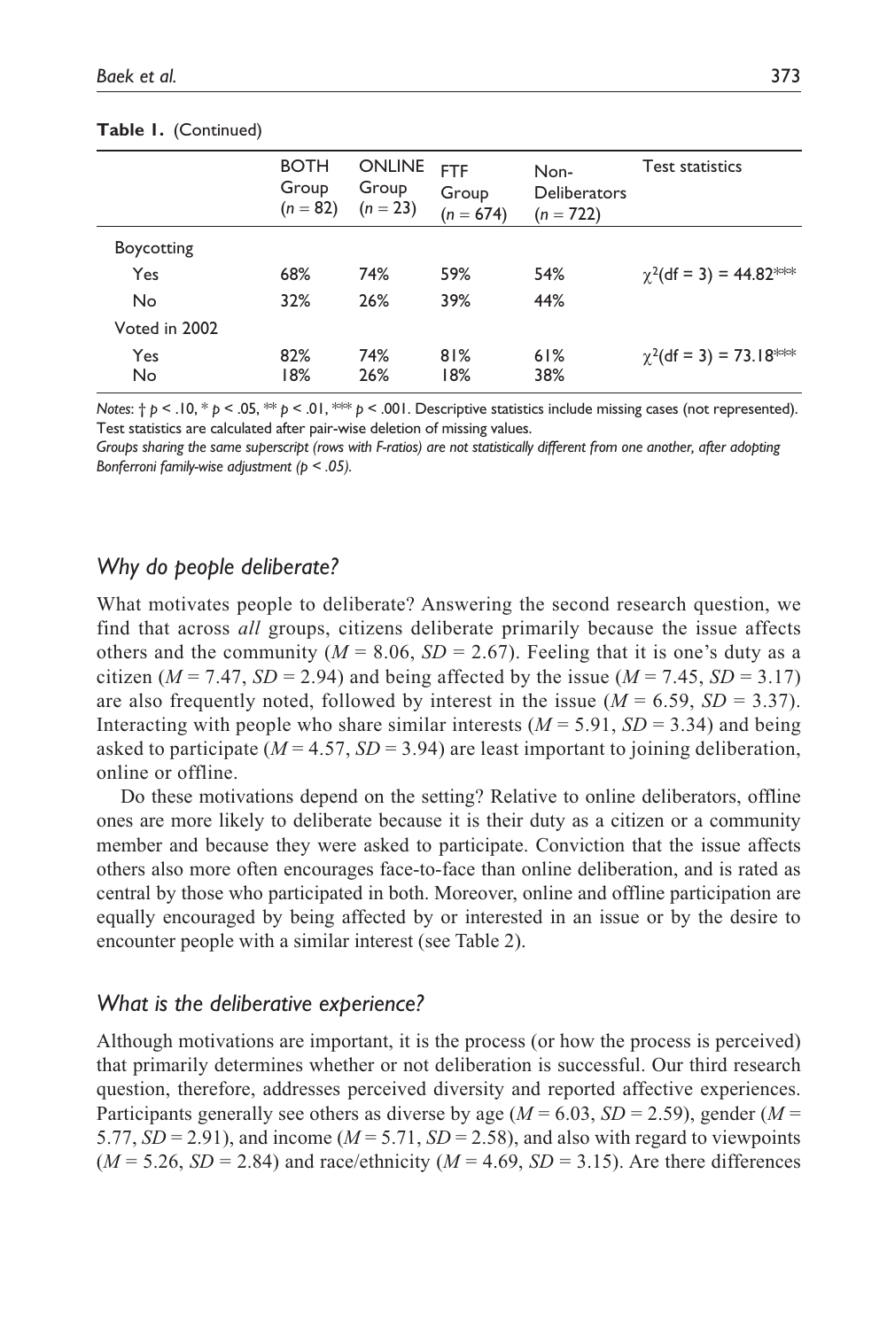**Table 1.** (Continued)

| | BOTH Group ($n = 82$) | ONLINE Group ($n = 23$) | FTF Group ($n = 674$) | Non-Deliberators ($n = 722$) | Test statistics |
|---|---|---|---|---|---|
| Boycotting | | | | | |
| Yes | 68% | 74% | 59% | 54% | $\chi^2(\text{df} = 3) = 44.82^{***}$ |
| No | 32% | 26% | 39% | 44% | |
| Voted in 2002 | | | | | |
| Yes | 82% | 74% | 81% | 61% | $\chi^2(\text{df} = 3) = 73.18^{***}$ |
| No | 18% | 26% | 18% | 38% | |

*Notes*: † $p < .10$, * $p < .05$, ** $p < .01$, *** $p < .001$. Descriptive statistics include missing cases (not represented). Test statistics are calculated after pair-wise deletion of missing values.

*Groups sharing the same superscript (rows with F-ratios) are not statistically different from one another, after adopting Bonferroni family-wise adjustment ($p < .05$).*

## *Why do people deliberate?*

What motivates people to deliberate? Answering the second research question, we find that across *all* groups, citizens deliberate primarily because the issue affects others and the community ($M = 8.06$, $SD = 2.67$). Feeling that it is one's duty as a citizen ($M = 7.47$, $SD = 2.94$) and being affected by the issue ($M = 7.45$, $SD = 3.17$) are also frequently noted, followed by interest in the issue ($M = 6.59$, $SD = 3.37$). Interacting with people who share similar interests ($M = 5.91$, $SD = 3.34$) and being asked to participate ($M = 4.57$, $SD = 3.94$) are least important to joining deliberation, online or offline.

Do these motivations depend on the setting? Relative to online deliberators, offline ones are more likely to deliberate because it is their duty as a citizen or a community member and because they were asked to participate. Conviction that the issue affects others also more often encourages face-to-face than online deliberation, and is rated as central by those who participated in both. Moreover, online and offline participation are equally encouraged by being affected by or interested in an issue or by the desire to encounter people with a similar interest (see Table 2).

## *What is the deliberative experience?*

Although motivations are important, it is the process (or how the process is perceived) that primarily determines whether or not deliberation is successful. Our third research question, therefore, addresses perceived diversity and reported affective experiences. Participants generally see others as diverse by age ($M = 6.03$, $SD = 2.59$), gender ($M = 5.77$, $SD = 2.91$), and income ($M = 5.71$, $SD = 2.58$), and also with regard to viewpoints ($M = 5.26$, $SD = 2.84$) and race/ethnicity ($M = 4.69$, $SD = 3.15$). Are there differences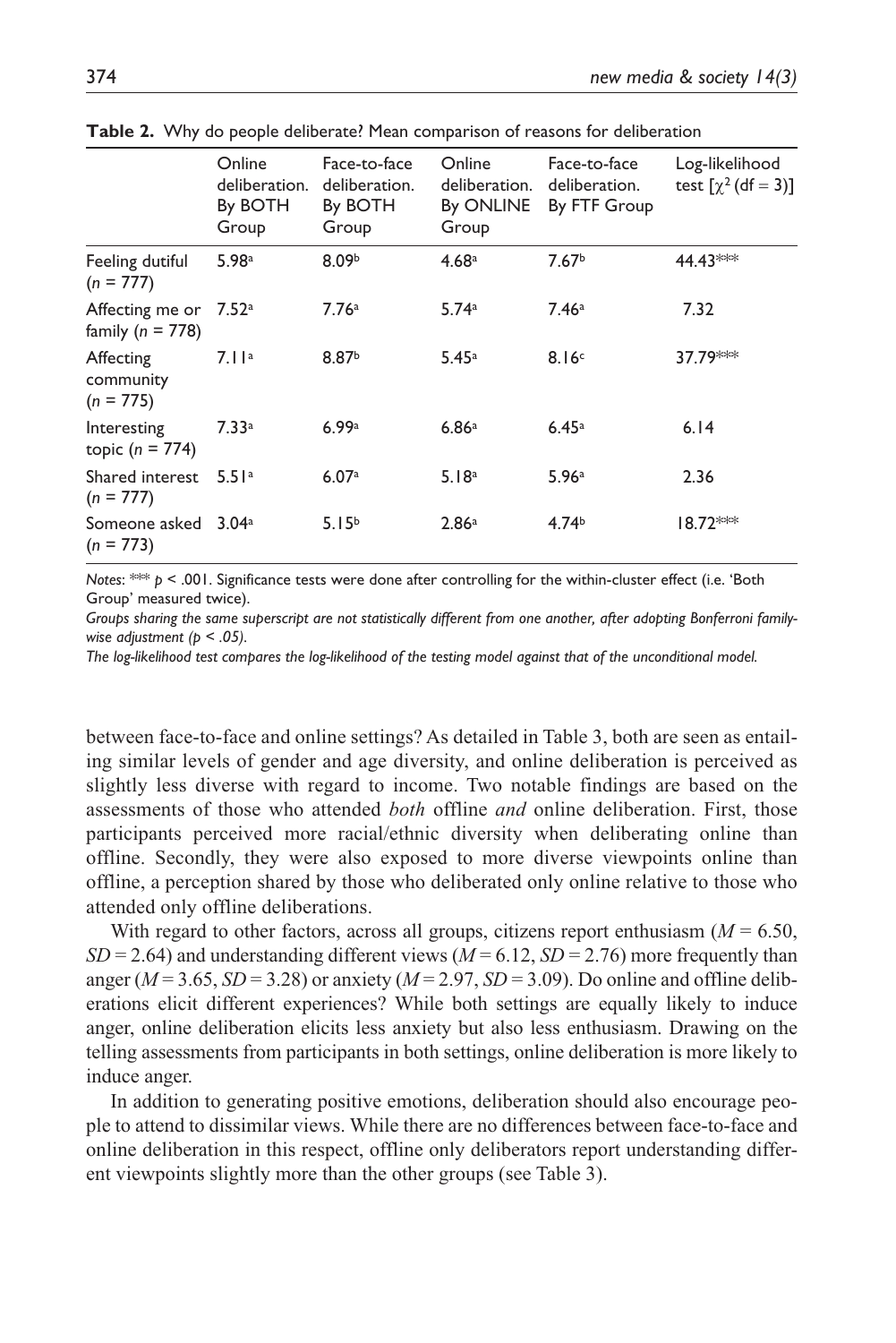**Table 2.** Why do people deliberate? Mean comparison of reasons for deliberation

| | Online deliberation. By BOTH Group | Face-to-face deliberation. By BOTH Group | Online deliberation. By ONLINE Group | Face-to-face deliberation. By FTF Group | Log-likelihood test [$\chi^2$ (df = 3)] |
|---|---|---|---|---|---|
| Feeling dutiful (*n* = 777) | $5.98^{a}$ | $8.09^{b}$ | $4.68^{a}$ | $7.67^{b}$ | 44.43*** |
| Affecting me or family (*n* = 778) | $7.52^{a}$ | $7.76^{a}$ | $5.74^{a}$ | $7.46^{a}$ | 7.32 |
| Affecting community (*n* = 775) | $7.11^{a}$ | $8.87^{b}$ | $5.45^{a}$ | $8.16^{c}$ | 37.79*** |
| Interesting topic (*n* = 774) | $7.33^{a}$ | $6.99^{a}$ | $6.86^{a}$ | $6.45^{a}$ | 6.14 |
| Shared interest (*n* = 777) | $5.51^{a}$ | $6.07^{a}$ | $5.18^{a}$ | $5.96^{a}$ | 2.36 |
| Someone asked (*n* = 773) | $3.04^{a}$ | $5.15^{b}$ | $2.86^{a}$ | $4.74^{b}$ | 18.72*** |

*Notes*: *** $p < .001$. Significance tests were done after controlling for the within-cluster effect (i.e. 'Both Group' measured twice).

*Groups sharing the same superscript are not statistically different from one another, after adopting Bonferroni family-wise adjustment (p < .05).*

*The log-likelihood test compares the log-likelihood of the testing model against that of the unconditional model.*

between face-to-face and online settings? As detailed in Table 3, both are seen as entailing similar levels of gender and age diversity, and online deliberation is perceived as slightly less diverse with regard to income. Two notable findings are based on the assessments of those who attended *both* offline *and* online deliberation. First, those participants perceived more racial/ethnic diversity when deliberating online than offline. Secondly, they were also exposed to more diverse viewpoints online than offline, a perception shared by those who deliberated only online relative to those who attended only offline deliberations.

With regard to other factors, across all groups, citizens report enthusiasm ($M = 6.50$, $SD = 2.64$) and understanding different views ($M = 6.12$, $SD = 2.76$) more frequently than anger ($M = 3.65$, $SD = 3.28$) or anxiety ($M = 2.97$, $SD = 3.09$). Do online and offline deliberations elicit different experiences? While both settings are equally likely to induce anger, online deliberation elicits less anxiety but also less enthusiasm. Drawing on the telling assessments from participants in both settings, online deliberation is more likely to induce anger.

In addition to generating positive emotions, deliberation should also encourage people to attend to dissimilar views. While there are no differences between face-to-face and online deliberation in this respect, offline only deliberators report understanding different viewpoints slightly more than the other groups (see Table 3).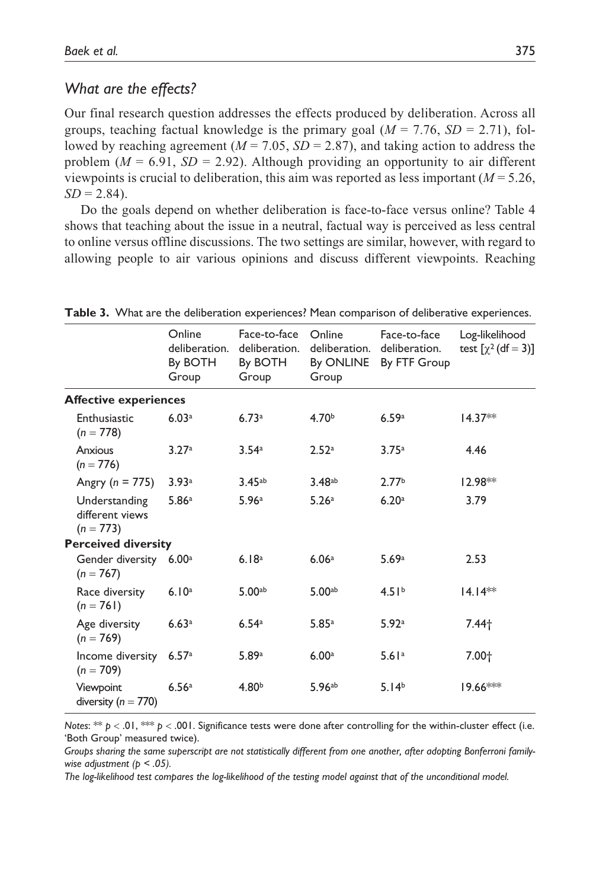### *What are the effects?*

Our final research question addresses the effects produced by deliberation. Across all groups, teaching factual knowledge is the primary goal ($M = 7.76$, $SD = 2.71$), followed by reaching agreement ($M = 7.05$, $SD = 2.87$), and taking action to address the problem ($M = 6.91$, $SD = 2.92$). Although providing an opportunity to air different viewpoints is crucial to deliberation, this aim was reported as less important ($M = 5.26$, $SD = 2.84$).

Do the goals depend on whether deliberation is face-to-face versus online? Table 4 shows that teaching about the issue in a neutral, factual way is perceived as less central to online versus offline discussions. The two settings are similar, however, with regard to allowing people to air various opinions and discuss different viewpoints. Reaching

**Table 3.** What are the deliberation experiences? Mean comparison of deliberative experiences.

| | Online deliberation. By BOTH Group | Face-to-face deliberation. By BOTH Group | Online deliberation. By ONLINE Group | Face-to-face deliberation. By FTF Group | Log-likelihood test [$\chi^2$ (df = 3)] |
|---|---|---|---|---|---|
| **Affective experiences** | | | | | |
| Enthusiastic ($n = 778$) | 6.03[a] | 6.73[a] | 4.70[b] | 6.59[a] | 14.37** |
| Anxious ($n = 776$) | 3.27[a] | 3.54[a] | 2.52[a] | 3.75[a] | 4.46 |
| Angry ($n = 775$) | 3.93[a] | 3.45[ab] | 3.48[ab] | 2.77[b] | 12.98** |
| Understanding different views ($n = 773$) | 5.86[a] | 5.96[a] | 5.26[a] | 6.20[a] | 3.79 |
| **Perceived diversity** | | | | | |
| Gender diversity ($n = 767$) | 6.00[a] | 6.18[a] | 6.06[a] | 5.69[a] | 2.53 |
| Race diversity ($n = 761$) | 6.10[a] | 5.00[ab] | 5.00[ab] | 4.51[b] | 14.14** |
| Age diversity ($n = 769$) | 6.63[a] | 6.54[a] | 5.85[a] | 5.92[a] | 7.44† |
| Income diversity ($n = 709$) | 6.57[a] | 5.89[a] | 6.00[a] | 5.61[a] | 7.00† |
| Viewpoint diversity ($n = 770$) | 6.56[a] | 4.80[b] | 5.96[ab] | 5.14[b] | 19.66*** |

*Notes*: ** $p < .01$, *** $p < .001$. Significance tests were done after controlling for the within-cluster effect (i.e. 'Both Group' measured twice).

*Groups sharing the same superscript are not statistically different from one another, after adopting Bonferroni family-wise adjustment ($p < .05$).*

*The log-likelihood test compares the log-likelihood of the testing model against that of the unconditional model.*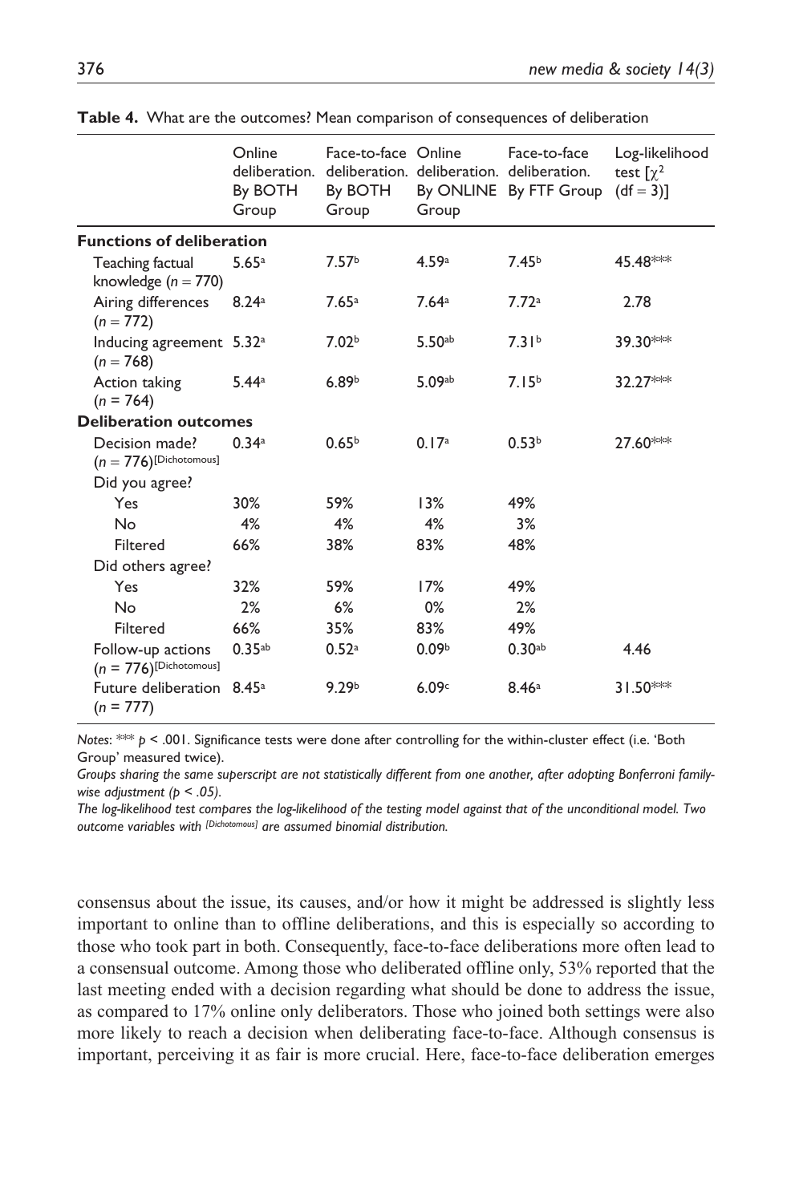**Table 4.** What are the outcomes? Mean comparison of consequences of deliberation

| | Online deliberation. By BOTH Group | Face-to-face deliberation. By BOTH Group | Online deliberation. By ONLINE Group | Face-to-face deliberation. By FTF Group | Log-likelihood test [$\chi^2$ (df = 3)] |
|---|---|---|---|---|---|
| **Functions of deliberation** | | | | | |
| Teaching factual knowledge ($n$ = 770) | 5.65[a] | 7.57[b] | 4.59[a] | 7.45[b] | 45.48*** |
| Airing differences ($n$ = 772) | 8.24[a] | 7.65[a] | 7.64[a] | 7.72[a] | 2.78 |
| Inducing agreement ($n$ = 768) | 5.32[a] | 7.02[b] | 5.50[ab] | 7.31[b] | 39.30*** |
| Action taking ($n$ = 764) | 5.44[a] | 6.89[b] | 5.09[ab] | 7.15[b] | 32.27*** |
| **Deliberation outcomes** | | | | | |
| Decision made? ($n$ = 776)[Dichotomous] | 0.34[a] | 0.65[b] | 0.17[a] | 0.53[b] | 27.60*** |
| Did you agree? | | | | | |
| Yes | 30% | 59% | 13% | 49% | |
| No | 4% | 4% | 4% | 3% | |
| Filtered | 66% | 38% | 83% | 48% | |
| Did others agree? | | | | | |
| Yes | 32% | 59% | 17% | 49% | |
| No | 2% | 6% | 0% | 2% | |
| Filtered | 66% | 35% | 83% | 49% | |
| Follow-up actions ($n$ = 776)[Dichotomous] | 0.35[ab] | 0.52[a] | 0.09[b] | 0.30[ab] | 4.46 |
| Future deliberation ($n$ = 777) | 8.45[a] | 9.29[b] | 6.09[c] | 8.46[a] | 31.50*** |

*Notes*: *** $p < .001$. Significance tests were done after controlling for the within-cluster effect (i.e. 'Both Group' measured twice).

*Groups sharing the same superscript are not statistically different from one another, after adopting Bonferroni family-wise adjustment ($p < .05$).*

*The log-likelihood test compares the log-likelihood of the testing model against that of the unconditional model. Two outcome variables with [Dichotomous] are assumed binomial distribution.*

consensus about the issue, its causes, and/or how it might be addressed is slightly less important to online than to offline deliberations, and this is especially so according to those who took part in both. Consequently, face-to-face deliberations more often lead to a consensual outcome. Among those who deliberated offline only, 53% reported that the last meeting ended with a decision regarding what should be done to address the issue, as compared to 17% online only deliberators. Those who joined both settings were also more likely to reach a decision when deliberating face-to-face. Although consensus is important, perceiving it as fair is more crucial. Here, face-to-face deliberation emerges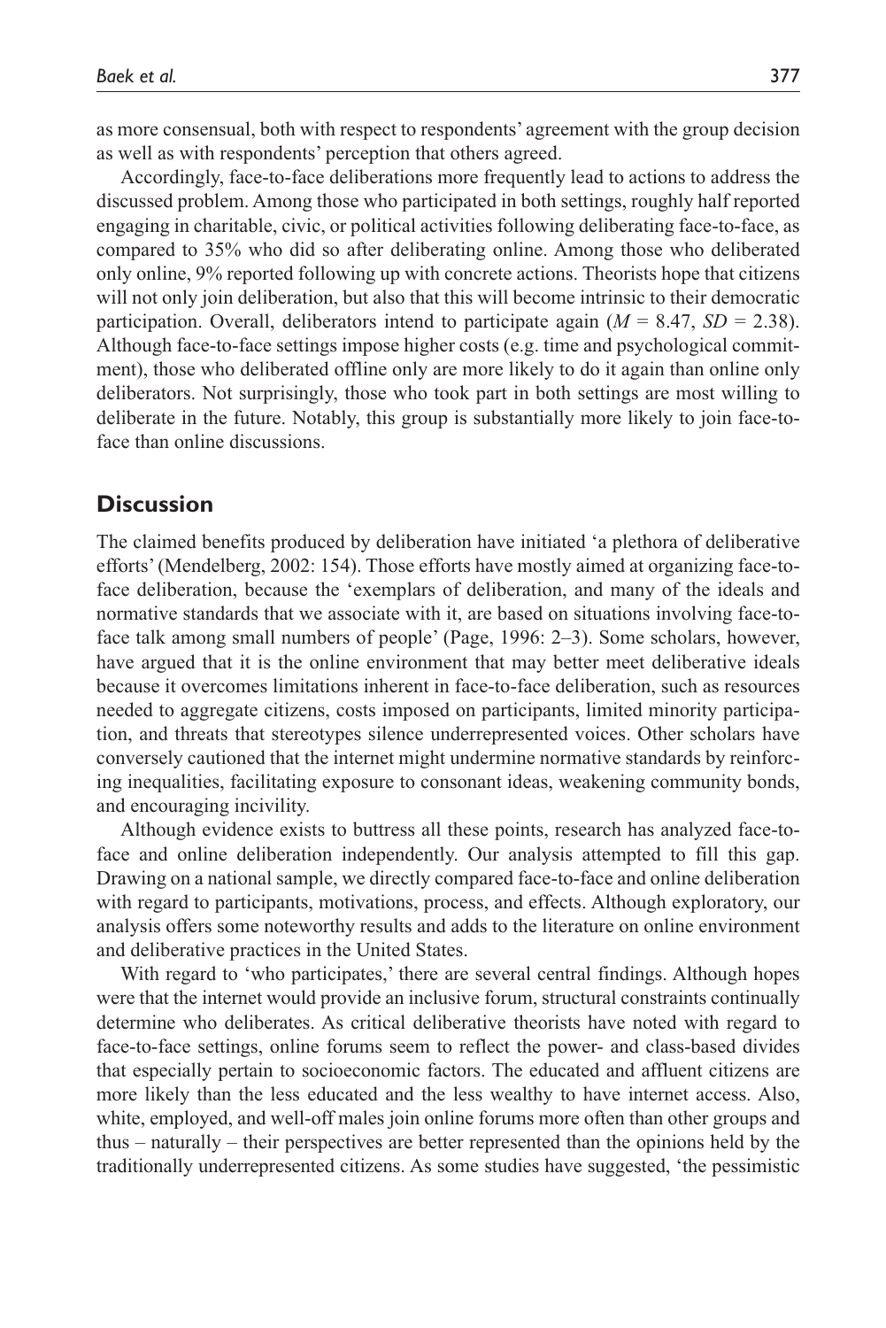as more consensual, both with respect to respondents' agreement with the group decision as well as with respondents' perception that others agreed.

Accordingly, face-to-face deliberations more frequently lead to actions to address the discussed problem. Among those who participated in both settings, roughly half reported engaging in charitable, civic, or political activities following deliberating face-to-face, as compared to 35% who did so after deliberating online. Among those who deliberated only online, 9% reported following up with concrete actions. Theorists hope that citizens will not only join deliberation, but also that this will become intrinsic to their democratic participation. Overall, deliberators intend to participate again ($M = 8.47$, $SD = 2.38$). Although face-to-face settings impose higher costs (e.g. time and psychological commitment), those who deliberated offline only are more likely to do it again than online only deliberators. Not surprisingly, those who took part in both settings are most willing to deliberate in the future. Notably, this group is substantially more likely to join face-to-face than online discussions.

## Discussion

The claimed benefits produced by deliberation have initiated 'a plethora of deliberative efforts' (Mendelberg, 2002: 154). Those efforts have mostly aimed at organizing face-to-face deliberation, because the 'exemplars of deliberation, and many of the ideals and normative standards that we associate with it, are based on situations involving face-to-face talk among small numbers of people' (Page, 1996: 2–3). Some scholars, however, have argued that it is the online environment that may better meet deliberative ideals because it overcomes limitations inherent in face-to-face deliberation, such as resources needed to aggregate citizens, costs imposed on participants, limited minority participation, and threats that stereotypes silence underrepresented voices. Other scholars have conversely cautioned that the internet might undermine normative standards by reinforcing inequalities, facilitating exposure to consonant ideas, weakening community bonds, and encouraging incivility.

Although evidence exists to buttress all these points, research has analyzed face-to-face and online deliberation independently. Our analysis attempted to fill this gap. Drawing on a national sample, we directly compared face-to-face and online deliberation with regard to participants, motivations, process, and effects. Although exploratory, our analysis offers some noteworthy results and adds to the literature on online environment and deliberative practices in the United States.

With regard to 'who participates,' there are several central findings. Although hopes were that the internet would provide an inclusive forum, structural constraints continually determine who deliberates. As critical deliberative theorists have noted with regard to face-to-face settings, online forums seem to reflect the power- and class-based divides that especially pertain to socioeconomic factors. The educated and affluent citizens are more likely than the less educated and the less wealthy to have internet access. Also, white, employed, and well-off males join online forums more often than other groups and thus – naturally – their perspectives are better represented than the opinions held by the traditionally underrepresented citizens. As some studies have suggested, 'the pessimistic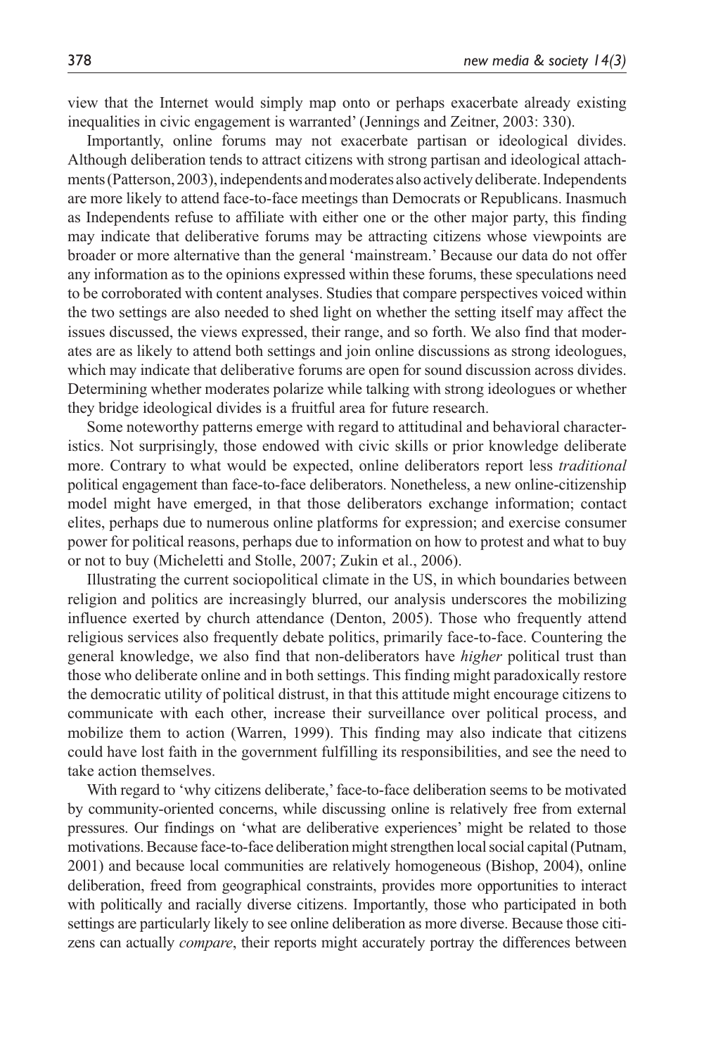view that the Internet would simply map onto or perhaps exacerbate already existing inequalities in civic engagement is warranted' (Jennings and Zeitner, 2003: 330).

Importantly, online forums may not exacerbate partisan or ideological divides. Although deliberation tends to attract citizens with strong partisan and ideological attachments (Patterson, 2003), independents and moderates also actively deliberate. Independents are more likely to attend face-to-face meetings than Democrats or Republicans. Inasmuch as Independents refuse to affiliate with either one or the other major party, this finding may indicate that deliberative forums may be attracting citizens whose viewpoints are broader or more alternative than the general 'mainstream.' Because our data do not offer any information as to the opinions expressed within these forums, these speculations need to be corroborated with content analyses. Studies that compare perspectives voiced within the two settings are also needed to shed light on whether the setting itself may affect the issues discussed, the views expressed, their range, and so forth. We also find that moderates are as likely to attend both settings and join online discussions as strong ideologues, which may indicate that deliberative forums are open for sound discussion across divides. Determining whether moderates polarize while talking with strong ideologues or whether they bridge ideological divides is a fruitful area for future research.

Some noteworthy patterns emerge with regard to attitudinal and behavioral characteristics. Not surprisingly, those endowed with civic skills or prior knowledge deliberate more. Contrary to what would be expected, online deliberators report less *traditional* political engagement than face-to-face deliberators. Nonetheless, a new online-citizenship model might have emerged, in that those deliberators exchange information; contact elites, perhaps due to numerous online platforms for expression; and exercise consumer power for political reasons, perhaps due to information on how to protest and what to buy or not to buy (Micheletti and Stolle, 2007; Zukin et al., 2006).

Illustrating the current sociopolitical climate in the US, in which boundaries between religion and politics are increasingly blurred, our analysis underscores the mobilizing influence exerted by church attendance (Denton, 2005). Those who frequently attend religious services also frequently debate politics, primarily face-to-face. Countering the general knowledge, we also find that non-deliberators have *higher* political trust than those who deliberate online and in both settings. This finding might paradoxically restore the democratic utility of political distrust, in that this attitude might encourage citizens to communicate with each other, increase their surveillance over political process, and mobilize them to action (Warren, 1999). This finding may also indicate that citizens could have lost faith in the government fulfilling its responsibilities, and see the need to take action themselves.

With regard to 'why citizens deliberate,' face-to-face deliberation seems to be motivated by community-oriented concerns, while discussing online is relatively free from external pressures. Our findings on 'what are deliberative experiences' might be related to those motivations. Because face-to-face deliberation might strengthen local social capital (Putnam, 2001) and because local communities are relatively homogeneous (Bishop, 2004), online deliberation, freed from geographical constraints, provides more opportunities to interact with politically and racially diverse citizens. Importantly, those who participated in both settings are particularly likely to see online deliberation as more diverse. Because those citizens can actually *compare*, their reports might accurately portray the differences between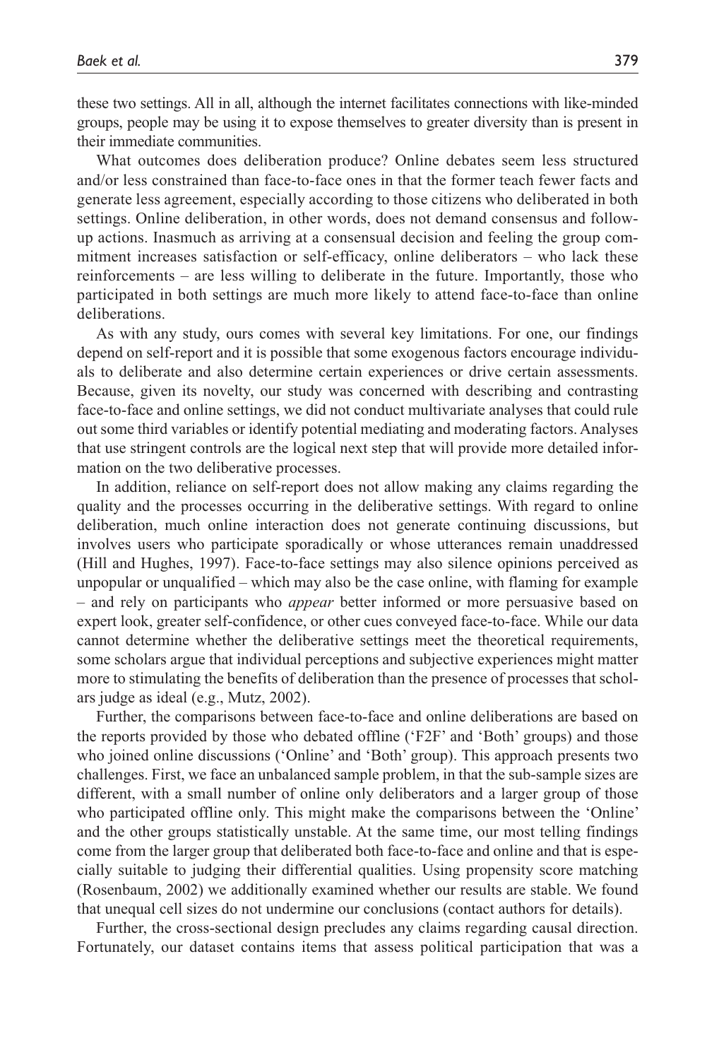these two settings. All in all, although the internet facilitates connections with like-minded groups, people may be using it to expose themselves to greater diversity than is present in their immediate communities.

What outcomes does deliberation produce? Online debates seem less structured and/or less constrained than face-to-face ones in that the former teach fewer facts and generate less agreement, especially according to those citizens who deliberated in both settings. Online deliberation, in other words, does not demand consensus and follow-up actions. Inasmuch as arriving at a consensual decision and feeling the group commitment increases satisfaction or self-efficacy, online deliberators – who lack these reinforcements – are less willing to deliberate in the future. Importantly, those who participated in both settings are much more likely to attend face-to-face than online deliberations.

As with any study, ours comes with several key limitations. For one, our findings depend on self-report and it is possible that some exogenous factors encourage individuals to deliberate and also determine certain experiences or drive certain assessments. Because, given its novelty, our study was concerned with describing and contrasting face-to-face and online settings, we did not conduct multivariate analyses that could rule out some third variables or identify potential mediating and moderating factors. Analyses that use stringent controls are the logical next step that will provide more detailed information on the two deliberative processes.

In addition, reliance on self-report does not allow making any claims regarding the quality and the processes occurring in the deliberative settings. With regard to online deliberation, much online interaction does not generate continuing discussions, but involves users who participate sporadically or whose utterances remain unaddressed (Hill and Hughes, 1997). Face-to-face settings may also silence opinions perceived as unpopular or unqualified – which may also be the case online, with flaming for example – and rely on participants who *appear* better informed or more persuasive based on expert look, greater self-confidence, or other cues conveyed face-to-face. While our data cannot determine whether the deliberative settings meet the theoretical requirements, some scholars argue that individual perceptions and subjective experiences might matter more to stimulating the benefits of deliberation than the presence of processes that scholars judge as ideal (e.g., Mutz, 2002).

Further, the comparisons between face-to-face and online deliberations are based on the reports provided by those who debated offline ('F2F' and 'Both' groups) and those who joined online discussions ('Online' and 'Both' group). This approach presents two challenges. First, we face an unbalanced sample problem, in that the sub-sample sizes are different, with a small number of online only deliberators and a larger group of those who participated offline only. This might make the comparisons between the 'Online' and the other groups statistically unstable. At the same time, our most telling findings come from the larger group that deliberated both face-to-face and online and that is especially suitable to judging their differential qualities. Using propensity score matching (Rosenbaum, 2002) we additionally examined whether our results are stable. We found that unequal cell sizes do not undermine our conclusions (contact authors for details).

Further, the cross-sectional design precludes any claims regarding causal direction. Fortunately, our dataset contains items that assess political participation that was a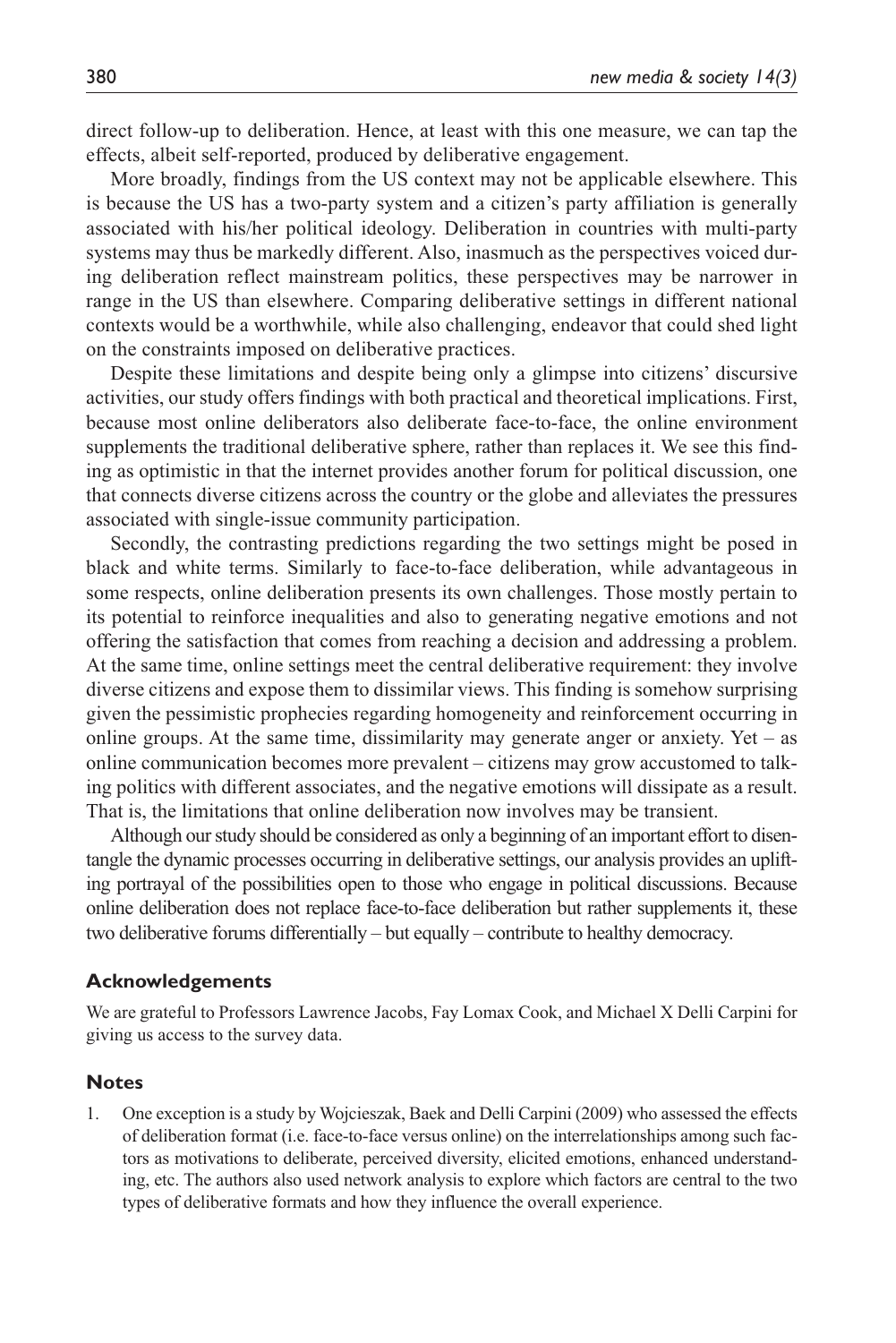direct follow-up to deliberation. Hence, at least with this one measure, we can tap the effects, albeit self-reported, produced by deliberative engagement.

More broadly, findings from the US context may not be applicable elsewhere. This is because the US has a two-party system and a citizen's party affiliation is generally associated with his/her political ideology. Deliberation in countries with multi-party systems may thus be markedly different. Also, inasmuch as the perspectives voiced during deliberation reflect mainstream politics, these perspectives may be narrower in range in the US than elsewhere. Comparing deliberative settings in different national contexts would be a worthwhile, while also challenging, endeavor that could shed light on the constraints imposed on deliberative practices.

Despite these limitations and despite being only a glimpse into citizens' discursive activities, our study offers findings with both practical and theoretical implications. First, because most online deliberators also deliberate face-to-face, the online environment supplements the traditional deliberative sphere, rather than replaces it. We see this finding as optimistic in that the internet provides another forum for political discussion, one that connects diverse citizens across the country or the globe and alleviates the pressures associated with single-issue community participation.

Secondly, the contrasting predictions regarding the two settings might be posed in black and white terms. Similarly to face-to-face deliberation, while advantageous in some respects, online deliberation presents its own challenges. Those mostly pertain to its potential to reinforce inequalities and also to generating negative emotions and not offering the satisfaction that comes from reaching a decision and addressing a problem. At the same time, online settings meet the central deliberative requirement: they involve diverse citizens and expose them to dissimilar views. This finding is somehow surprising given the pessimistic prophecies regarding homogeneity and reinforcement occurring in online groups. At the same time, dissimilarity may generate anger or anxiety. Yet – as online communication becomes more prevalent – citizens may grow accustomed to talking politics with different associates, and the negative emotions will dissipate as a result. That is, the limitations that online deliberation now involves may be transient.

Although our study should be considered as only a beginning of an important effort to disentangle the dynamic processes occurring in deliberative settings, our analysis provides an uplifting portrayal of the possibilities open to those who engage in political discussions. Because online deliberation does not replace face-to-face deliberation but rather supplements it, these two deliberative forums differentially – but equally – contribute to healthy democracy.

## Acknowledgements

We are grateful to Professors Lawrence Jacobs, Fay Lomax Cook, and Michael X Delli Carpini for giving us access to the survey data.

## Notes

1. One exception is a study by Wojcieszak, Baek and Delli Carpini (2009) who assessed the effects of deliberation format (i.e. face-to-face versus online) on the interrelationships among such factors as motivations to deliberate, perceived diversity, elicited emotions, enhanced understanding, etc. The authors also used network analysis to explore which factors are central to the two types of deliberative formats and how they influence the overall experience.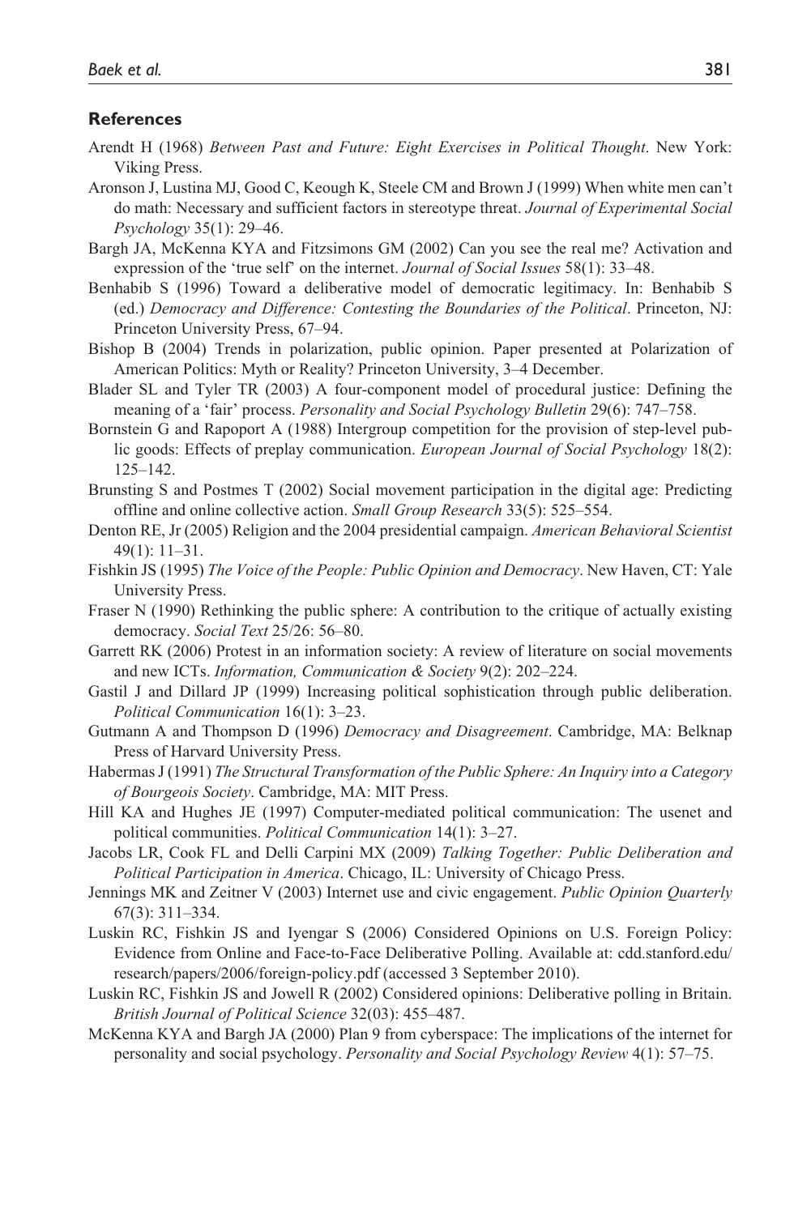## References

Arendt H (1968) *Between Past and Future: Eight Exercises in Political Thought*. New York: Viking Press.

Aronson J, Lustina MJ, Good C, Keough K, Steele CM and Brown J (1999) When white men can't do math: Necessary and sufficient factors in stereotype threat. *Journal of Experimental Social Psychology* 35(1): 29–46.

Bargh JA, McKenna KYA and Fitzsimons GM (2002) Can you see the real me? Activation and expression of the 'true self' on the internet. *Journal of Social Issues* 58(1): 33–48.

Benhabib S (1996) Toward a deliberative model of democratic legitimacy. In: Benhabib S (ed.) *Democracy and Difference: Contesting the Boundaries of the Political*. Princeton, NJ: Princeton University Press, 67–94.

Bishop B (2004) Trends in polarization, public opinion. Paper presented at Polarization of American Politics: Myth or Reality? Princeton University, 3–4 December.

Blader SL and Tyler TR (2003) A four-component model of procedural justice: Defining the meaning of a 'fair' process. *Personality and Social Psychology Bulletin* 29(6): 747–758.

Bornstein G and Rapoport A (1988) Intergroup competition for the provision of step-level public goods: Effects of preplay communication. *European Journal of Social Psychology* 18(2): 125–142.

Brunsting S and Postmes T (2002) Social movement participation in the digital age: Predicting offline and online collective action. *Small Group Research* 33(5): 525–554.

Denton RE, Jr (2005) Religion and the 2004 presidential campaign. *American Behavioral Scientist* 49(1): 11–31.

Fishkin JS (1995) *The Voice of the People: Public Opinion and Democracy*. New Haven, CT: Yale University Press.

Fraser N (1990) Rethinking the public sphere: A contribution to the critique of actually existing democracy. *Social Text* 25/26: 56–80.

Garrett RK (2006) Protest in an information society: A review of literature on social movements and new ICTs. *Information, Communication & Society* 9(2): 202–224.

Gastil J and Dillard JP (1999) Increasing political sophistication through public deliberation. *Political Communication* 16(1): 3–23.

Gutmann A and Thompson D (1996) *Democracy and Disagreement*. Cambridge, MA: Belknap Press of Harvard University Press.

Habermas J (1991) *The Structural Transformation of the Public Sphere: An Inquiry into a Category of Bourgeois Society*. Cambridge, MA: MIT Press.

Hill KA and Hughes JE (1997) Computer-mediated political communication: The usenet and political communities. *Political Communication* 14(1): 3–27.

Jacobs LR, Cook FL and Delli Carpini MX (2009) *Talking Together: Public Deliberation and Political Participation in America*. Chicago, IL: University of Chicago Press.

Jennings MK and Zeitner V (2003) Internet use and civic engagement. *Public Opinion Quarterly* 67(3): 311–334.

Luskin RC, Fishkin JS and Iyengar S (2006) Considered Opinions on U.S. Foreign Policy: Evidence from Online and Face-to-Face Deliberative Polling. Available at: cdd.stanford.edu/research/papers/2006/foreign-policy.pdf (accessed 3 September 2010).

Luskin RC, Fishkin JS and Jowell R (2002) Considered opinions: Deliberative polling in Britain. *British Journal of Political Science* 32(03): 455–487.

McKenna KYA and Bargh JA (2000) Plan 9 from cyberspace: The implications of the internet for personality and social psychology. *Personality and Social Psychology Review* 4(1): 57–75.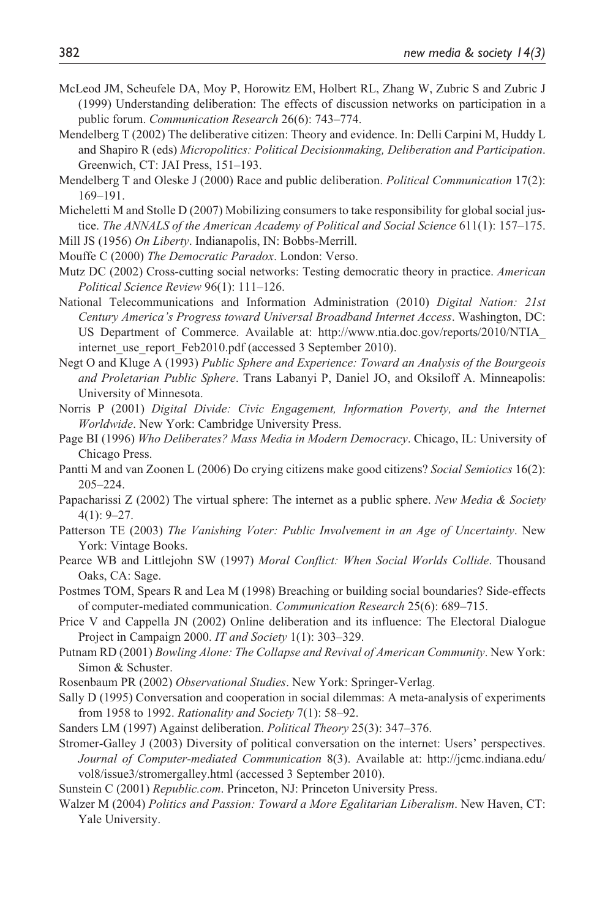McLeod JM, Scheufele DA, Moy P, Horowitz EM, Holbert RL, Zhang W, Zubric S and Zubric J (1999) Understanding deliberation: The effects of discussion networks on participation in a public forum. *Communication Research* 26(6): 743–774.

Mendelberg T (2002) The deliberative citizen: Theory and evidence. In: Delli Carpini M, Huddy L and Shapiro R (eds) *Micropolitics: Political Decisionmaking, Deliberation and Participation*. Greenwich, CT: JAI Press, 151–193.

Mendelberg T and Oleske J (2000) Race and public deliberation. *Political Communication* 17(2): 169–191.

Micheletti M and Stolle D (2007) Mobilizing consumers to take responsibility for global social justice. *The ANNALS of the American Academy of Political and Social Science* 611(1): 157–175.

Mill JS (1956) *On Liberty*. Indianapolis, IN: Bobbs-Merrill.

Mouffe C (2000) *The Democratic Paradox*. London: Verso.

Mutz DC (2002) Cross-cutting social networks: Testing democratic theory in practice. *American Political Science Review* 96(1): 111–126.

National Telecommunications and Information Administration (2010) *Digital Nation: 21st Century America's Progress toward Universal Broadband Internet Access*. Washington, DC: US Department of Commerce. Available at: http://www.ntia.doc.gov/reports/2010/NTIA_internet_use_report_Feb2010.pdf (accessed 3 September 2010).

Negt O and Kluge A (1993) *Public Sphere and Experience: Toward an Analysis of the Bourgeois and Proletarian Public Sphere*. Trans Labanyi P, Daniel JO, and Oksiloff A. Minneapolis: University of Minnesota.

Norris P (2001) *Digital Divide: Civic Engagement, Information Poverty, and the Internet Worldwide*. New York: Cambridge University Press.

Page BI (1996) *Who Deliberates? Mass Media in Modern Democracy*. Chicago, IL: University of Chicago Press.

Pantti M and van Zoonen L (2006) Do crying citizens make good citizens? *Social Semiotics* 16(2): 205–224.

Papacharissi Z (2002) The virtual sphere: The internet as a public sphere. *New Media & Society* 4(1): 9–27.

Patterson TE (2003) *The Vanishing Voter: Public Involvement in an Age of Uncertainty*. New York: Vintage Books.

Pearce WB and Littlejohn SW (1997) *Moral Conflict: When Social Worlds Collide*. Thousand Oaks, CA: Sage.

Postmes TOM, Spears R and Lea M (1998) Breaching or building social boundaries? Side-effects of computer-mediated communication. *Communication Research* 25(6): 689–715.

Price V and Cappella JN (2002) Online deliberation and its influence: The Electoral Dialogue Project in Campaign 2000. *IT and Society* 1(1): 303–329.

Putnam RD (2001) *Bowling Alone: The Collapse and Revival of American Community*. New York: Simon & Schuster.

Rosenbaum PR (2002) *Observational Studies*. New York: Springer-Verlag.

Sally D (1995) Conversation and cooperation in social dilemmas: A meta-analysis of experiments from 1958 to 1992. *Rationality and Society* 7(1): 58–92.

Sanders LM (1997) Against deliberation. *Political Theory* 25(3): 347–376.

Stromer-Galley J (2003) Diversity of political conversation on the internet: Users' perspectives. *Journal of Computer-mediated Communication* 8(3). Available at: http://jcmc.indiana.edu/vol8/issue3/stromergalley.html (accessed 3 September 2010).

Sunstein C (2001) *Republic.com*. Princeton, NJ: Princeton University Press.

Walzer M (2004) *Politics and Passion: Toward a More Egalitarian Liberalism*. New Haven, CT: Yale University.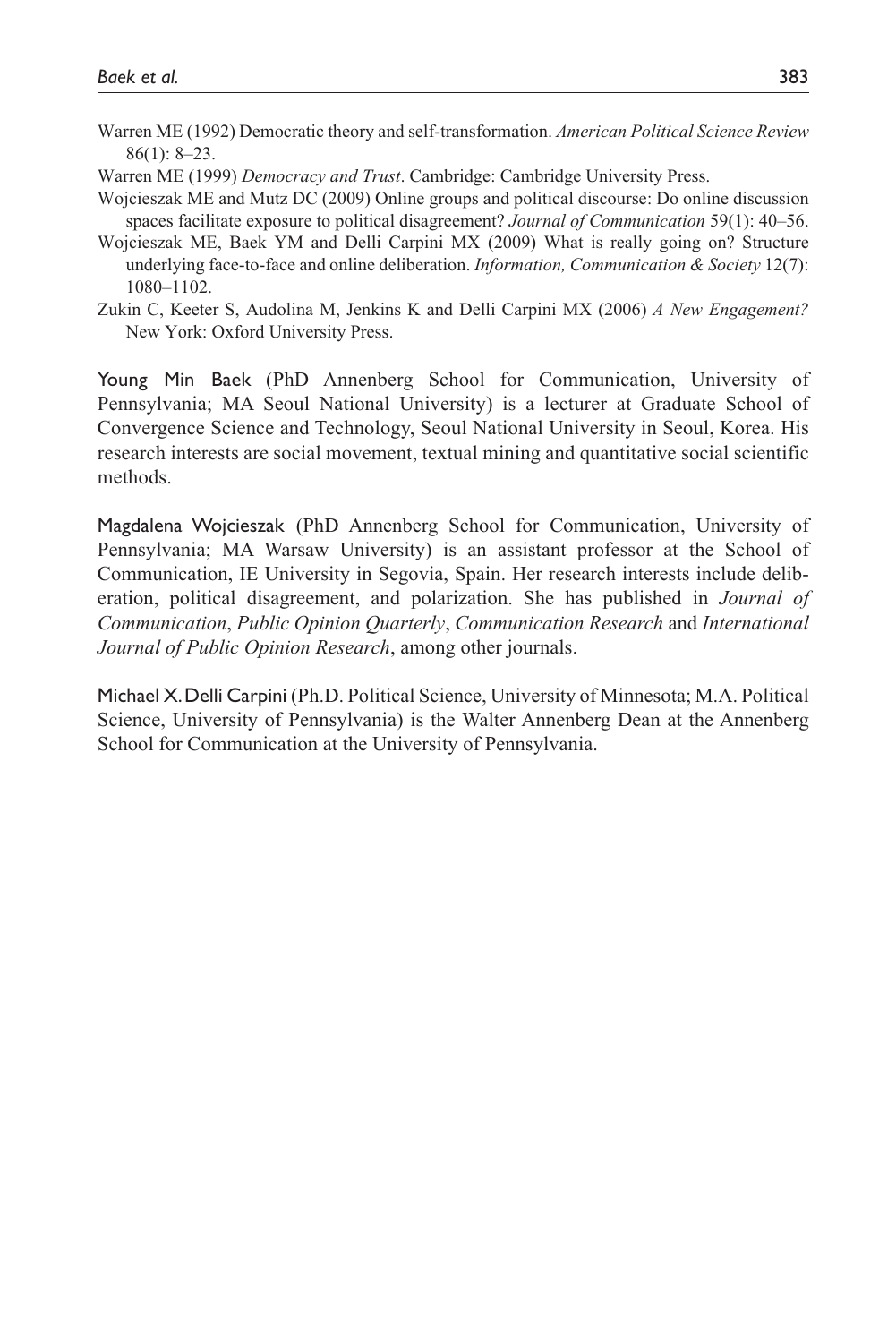Warren ME (1992) Democratic theory and self-transformation. *American Political Science Review* 86(1): 8–23.

Warren ME (1999) *Democracy and Trust*. Cambridge: Cambridge University Press.

Wojcieszak ME and Mutz DC (2009) Online groups and political discourse: Do online discussion spaces facilitate exposure to political disagreement? *Journal of Communication* 59(1): 40–56.

Wojcieszak ME, Baek YM and Delli Carpini MX (2009) What is really going on? Structure underlying face-to-face and online deliberation. *Information, Communication & Society* 12(7): 1080–1102.

Zukin C, Keeter S, Audolina M, Jenkins K and Delli Carpini MX (2006) *A New Engagement?* New York: Oxford University Press.

Young Min Baek (PhD Annenberg School for Communication, University of Pennsylvania; MA Seoul National University) is a lecturer at Graduate School of Convergence Science and Technology, Seoul National University in Seoul, Korea. His research interests are social movement, textual mining and quantitative social scientific methods.

Magdalena Wojcieszak (PhD Annenberg School for Communication, University of Pennsylvania; MA Warsaw University) is an assistant professor at the School of Communication, IE University in Segovia, Spain. Her research interests include deliberation, political disagreement, and polarization. She has published in *Journal of Communication*, *Public Opinion Quarterly*, *Communication Research* and *International Journal of Public Opinion Research*, among other journals.

Michael X. Delli Carpini (Ph.D. Political Science, University of Minnesota; M.A. Political Science, University of Pennsylvania) is the Walter Annenberg Dean at the Annenberg School for Communication at the University of Pennsylvania.